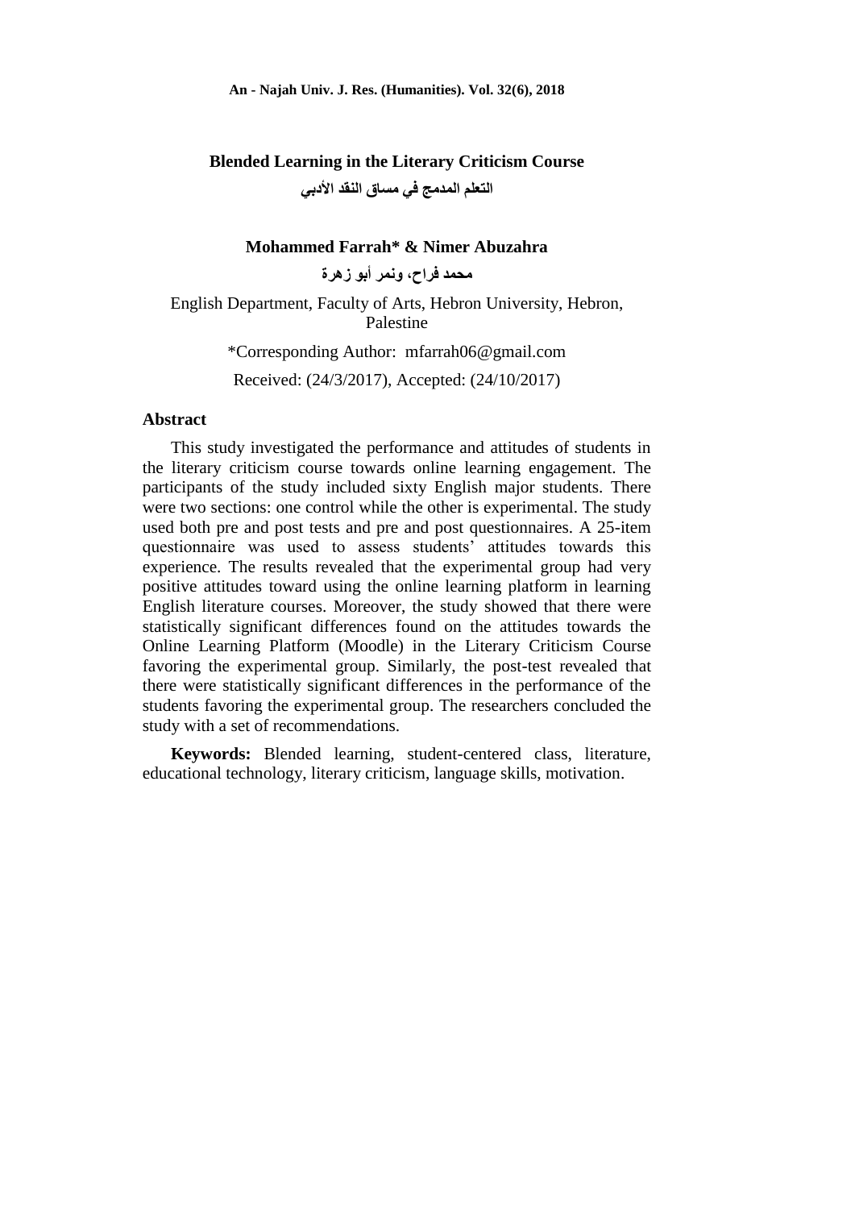# Blended Learning in the Literary Criticism Course

## التعلم المدمج في مساق النقد الأدبي

**Mohammed Farrah* & Nimer Abuzahra**

**محمد فراح، ونمر أبو زهرة**

English Department, Faculty of Arts, Hebron University, Hebron, Palestine

*Corresponding Author: mfarrah06@gmail.com

Received: (24/3/2017), Accepted: (24/10/2017)

## Abstract

This study investigated the performance and attitudes of students in the literary criticism course towards online learning engagement. The participants of the study included sixty English major students. There were two sections: one control while the other is experimental. The study used both pre and post tests and pre and post questionnaires. A 25-item questionnaire was used to assess students' attitudes towards this experience. The results revealed that the experimental group had very positive attitudes toward using the online learning platform in learning English literature courses. Moreover, the study showed that there were statistically significant differences found on the attitudes towards the Online Learning Platform (Moodle) in the Literary Criticism Course favoring the experimental group. Similarly, the post-test revealed that there were statistically significant differences in the performance of the students favoring the experimental group. The researchers concluded the study with a set of recommendations.

**Keywords:** Blended learning, student-centered class, literature, educational technology, literary criticism, language skills, motivation.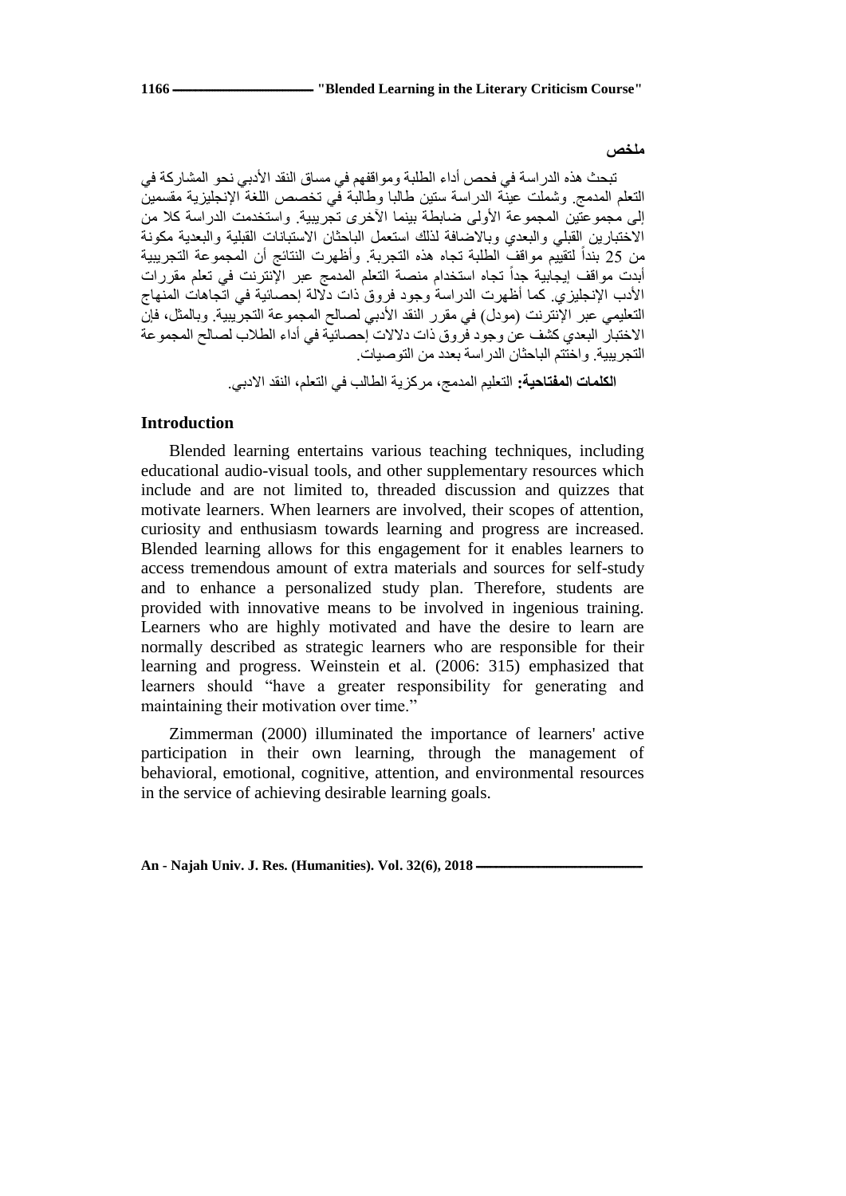**ملخص**

تبحث هذه الدراسة في فحص أداء الطلبة ومواقفهم في مساق النقد الأدبي نحو المشاركة في التعلم المدمج. وشملت عينة الدراسة ستين طالبا وطالبة في تخصص اللغة الإنجليزية مقسمين إلى مجموعتين المجموعة الأولى ضابطة بينما الأخرى تجريبية. واستخدمت الدراسة كلا من الاختبارين القبلي والبعدي وبالاضافة لذلك استعمل الباحثان الاستبانات القبلية والبعدية مكونة من 25 بنداً لتقييم مواقف الطلبة تجاه هذه التجربة. وأظهرت النتائج أن المجموعة التجريبية أبدت مواقف إيجابية جداً تجاه استخدام منصة التعلم المدمج عبر الإنترنت في تعلم مقررات الأدب الإنجليزي. كما أظهرت الدراسة وجود فروق ذات دلالة إحصائية في اتجاهات المنهاج التعليمي عبر الإنترنت (مودل) في مقرر النقد الأدبي لصالح المجموعة التجريبية. وبالمثل، فإن الاختبار البعدي كشف عن وجود فروق ذات دلالات إحصائية في أداء الطلاب لصالح المجموعة التجريبية. واختتم الباحثان الدراسة بعدد من التوصيات.

**الكلمات المفتاحية:** التعليم المدمج، مركزية الطالب في التعلم، النقد الادبي.

## Introduction

Blended learning entertains various teaching techniques, including educational audio-visual tools, and other supplementary resources which include and are not limited to, threaded discussion and quizzes that motivate learners. When learners are involved, their scopes of attention, curiosity and enthusiasm towards learning and progress are increased. Blended learning allows for this engagement for it enables learners to access tremendous amount of extra materials and sources for self-study and to enhance a personalized study plan. Therefore, students are provided with innovative means to be involved in ingenious training. Learners who are highly motivated and have the desire to learn are normally described as strategic learners who are responsible for their learning and progress. Weinstein et al. (2006: 315) emphasized that learners should "have a greater responsibility for generating and maintaining their motivation over time."

Zimmerman (2000) illuminated the importance of learners' active participation in their own learning, through the management of behavioral, emotional, cognitive, attention, and environmental resources in the service of achieving desirable learning goals.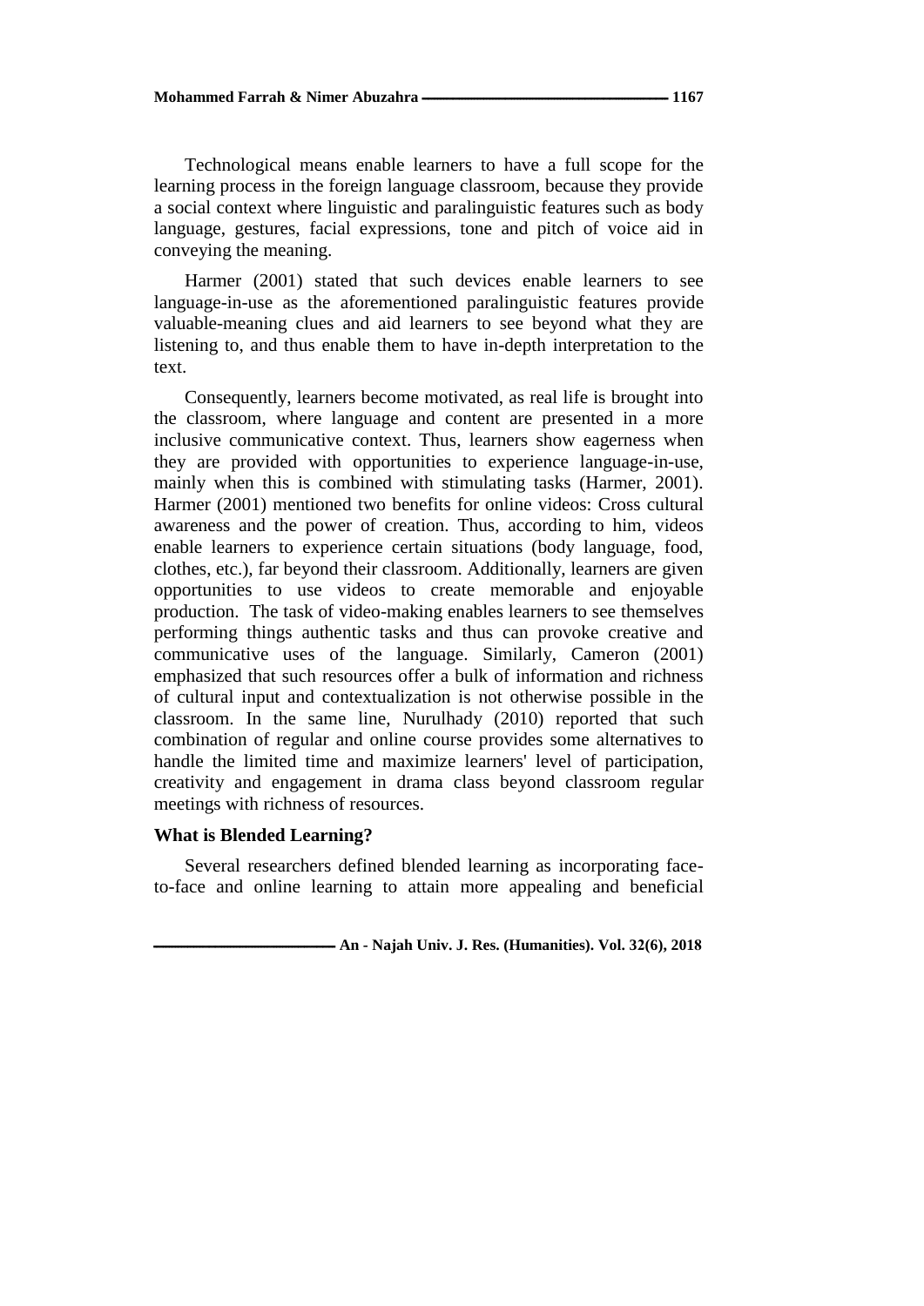Technological means enable learners to have a full scope for the learning process in the foreign language classroom, because they provide a social context where linguistic and paralinguistic features such as body language, gestures, facial expressions, tone and pitch of voice aid in conveying the meaning.

Harmer (2001) stated that such devices enable learners to see language-in-use as the aforementioned paralinguistic features provide valuable-meaning clues and aid learners to see beyond what they are listening to, and thus enable them to have in-depth interpretation to the text.

Consequently, learners become motivated, as real life is brought into the classroom, where language and content are presented in a more inclusive communicative context. Thus, learners show eagerness when they are provided with opportunities to experience language-in-use, mainly when this is combined with stimulating tasks (Harmer, 2001). Harmer (2001) mentioned two benefits for online videos: Cross cultural awareness and the power of creation. Thus, according to him, videos enable learners to experience certain situations (body language, food, clothes, etc.), far beyond their classroom. Additionally, learners are given opportunities to use videos to create memorable and enjoyable production. The task of video-making enables learners to see themselves performing things authentic tasks and thus can provoke creative and communicative uses of the language. Similarly, Cameron (2001) emphasized that such resources offer a bulk of information and richness of cultural input and contextualization is not otherwise possible in the classroom. In the same line, Nurulhady (2010) reported that such combination of regular and online course provides some alternatives to handle the limited time and maximize learners' level of participation, creativity and engagement in drama class beyond classroom regular meetings with richness of resources.

### What is Blended Learning?

Several researchers defined blended learning as incorporating face-to-face and online learning to attain more appealing and beneficial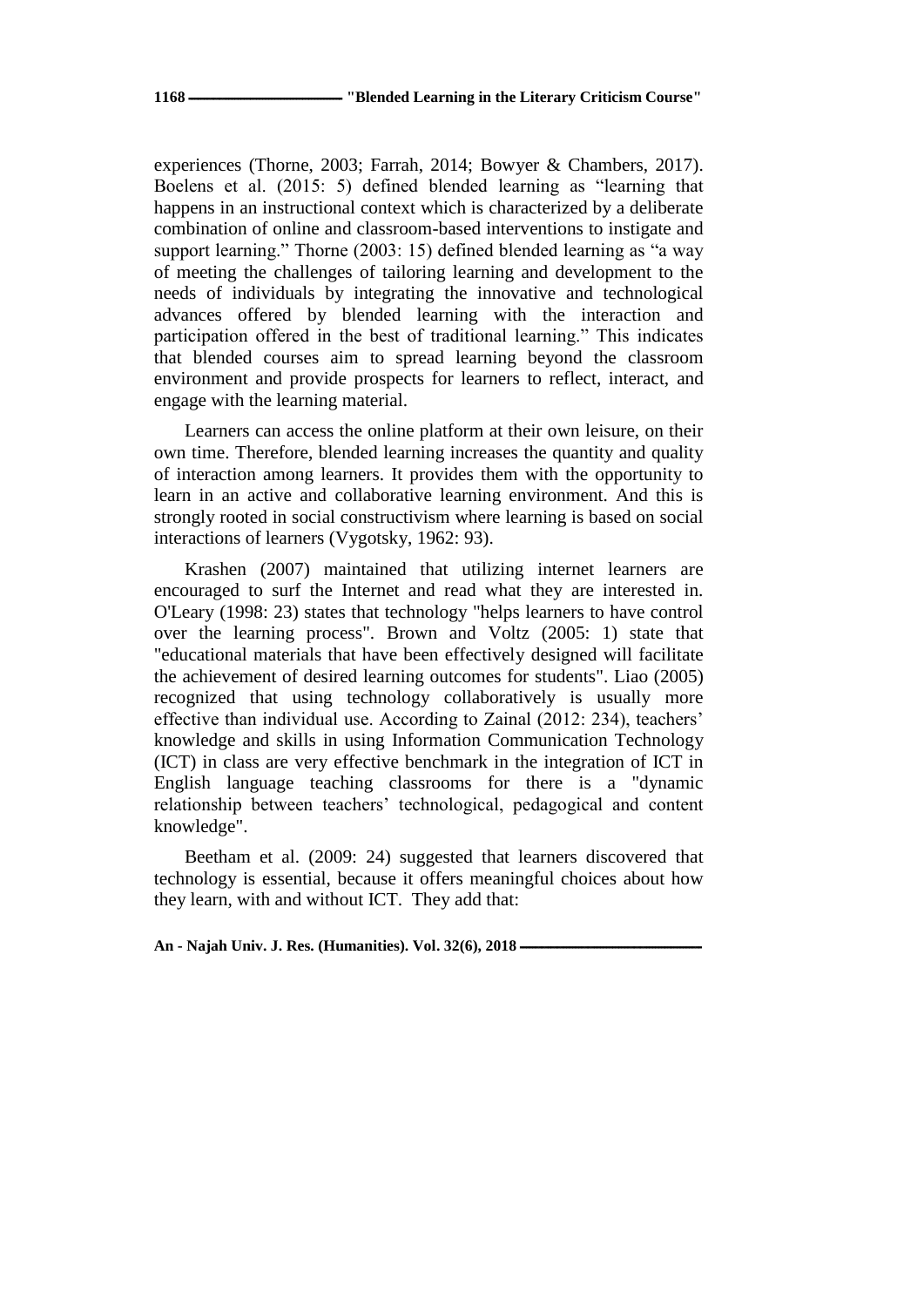experiences (Thorne, 2003; Farrah, 2014; Bowyer & Chambers, 2017). Boelens et al. (2015: 5) defined blended learning as "learning that happens in an instructional context which is characterized by a deliberate combination of online and classroom-based interventions to instigate and support learning." Thorne (2003: 15) defined blended learning as "a way of meeting the challenges of tailoring learning and development to the needs of individuals by integrating the innovative and technological advances offered by blended learning with the interaction and participation offered in the best of traditional learning." This indicates that blended courses aim to spread learning beyond the classroom environment and provide prospects for learners to reflect, interact, and engage with the learning material.

Learners can access the online platform at their own leisure, on their own time. Therefore, blended learning increases the quantity and quality of interaction among learners. It provides them with the opportunity to learn in an active and collaborative learning environment. And this is strongly rooted in social constructivism where learning is based on social interactions of learners (Vygotsky, 1962: 93).

Krashen (2007) maintained that utilizing internet learners are encouraged to surf the Internet and read what they are interested in. O'Leary (1998: 23) states that technology "helps learners to have control over the learning process". Brown and Voltz (2005: 1) state that "educational materials that have been effectively designed will facilitate the achievement of desired learning outcomes for students". Liao (2005) recognized that using technology collaboratively is usually more effective than individual use. According to Zainal (2012: 234), teachers' knowledge and skills in using Information Communication Technology (ICT) in class are very effective benchmark in the integration of ICT in English language teaching classrooms for there is a "dynamic relationship between teachers' technological, pedagogical and content knowledge".

Beetham et al. (2009: 24) suggested that learners discovered that technology is essential, because it offers meaningful choices about how they learn, with and without ICT. They add that: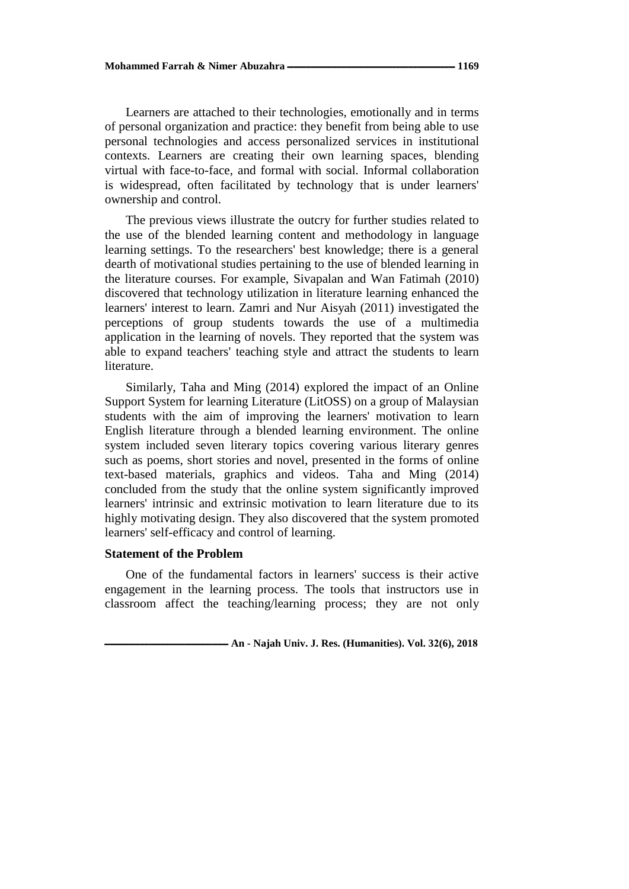Learners are attached to their technologies, emotionally and in terms of personal organization and practice: they benefit from being able to use personal technologies and access personalized services in institutional contexts. Learners are creating their own learning spaces, blending virtual with face-to-face, and formal with social. Informal collaboration is widespread, often facilitated by technology that is under learners' ownership and control.

The previous views illustrate the outcry for further studies related to the use of the blended learning content and methodology in language learning settings. To the researchers' best knowledge; there is a general dearth of motivational studies pertaining to the use of blended learning in the literature courses. For example, Sivapalan and Wan Fatimah (2010) discovered that technology utilization in literature learning enhanced the learners' interest to learn. Zamri and Nur Aisyah (2011) investigated the perceptions of group students towards the use of a multimedia application in the learning of novels. They reported that the system was able to expand teachers' teaching style and attract the students to learn literature.

Similarly, Taha and Ming (2014) explored the impact of an Online Support System for learning Literature (LitOSS) on a group of Malaysian students with the aim of improving the learners' motivation to learn English literature through a blended learning environment. The online system included seven literary topics covering various literary genres such as poems, short stories and novel, presented in the forms of online text-based materials, graphics and videos. Taha and Ming (2014) concluded from the study that the online system significantly improved learners' intrinsic and extrinsic motivation to learn literature due to its highly motivating design. They also discovered that the system promoted learners' self-efficacy and control of learning.

### Statement of the Problem

One of the fundamental factors in learners' success is their active engagement in the learning process. The tools that instructors use in classroom affect the teaching/learning process; they are not only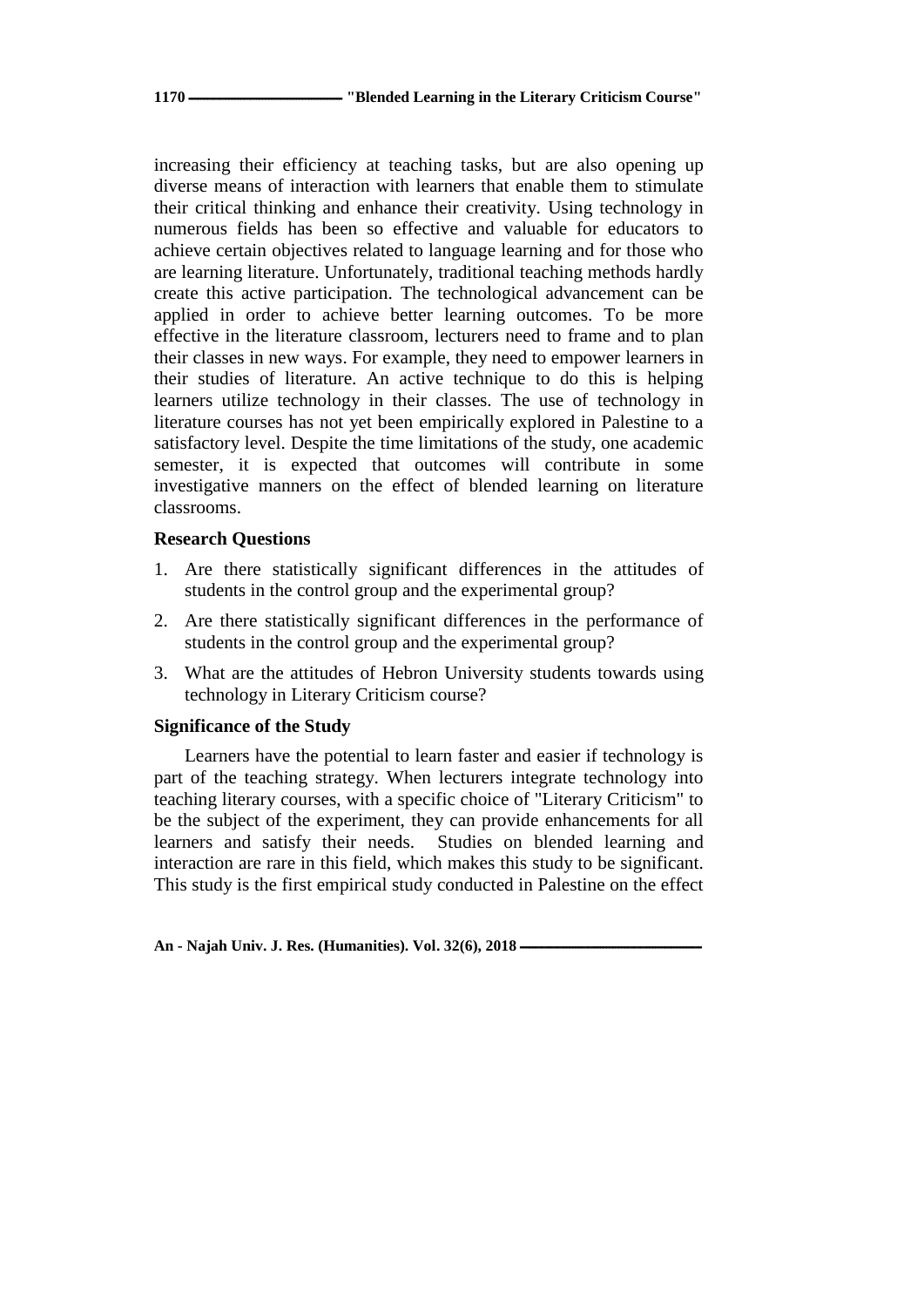increasing their efficiency at teaching tasks, but are also opening up diverse means of interaction with learners that enable them to stimulate their critical thinking and enhance their creativity. Using technology in numerous fields has been so effective and valuable for educators to achieve certain objectives related to language learning and for those who are learning literature. Unfortunately, traditional teaching methods hardly create this active participation. The technological advancement can be applied in order to achieve better learning outcomes. To be more effective in the literature classroom, lecturers need to frame and to plan their classes in new ways. For example, they need to empower learners in their studies of literature. An active technique to do this is helping learners utilize technology in their classes. The use of technology in literature courses has not yet been empirically explored in Palestine to a satisfactory level. Despite the time limitations of the study, one academic semester, it is expected that outcomes will contribute in some investigative manners on the effect of blended learning on literature classrooms.

### Research Questions

1. Are there statistically significant differences in the attitudes of students in the control group and the experimental group?
2. Are there statistically significant differences in the performance of students in the control group and the experimental group?
3. What are the attitudes of Hebron University students towards using technology in Literary Criticism course?

### Significance of the Study

Learners have the potential to learn faster and easier if technology is part of the teaching strategy. When lecturers integrate technology into teaching literary courses, with a specific choice of "Literary Criticism" to be the subject of the experiment, they can provide enhancements for all learners and satisfy their needs. Studies on blended learning and interaction are rare in this field, which makes this study to be significant. This study is the first empirical study conducted in Palestine on the effect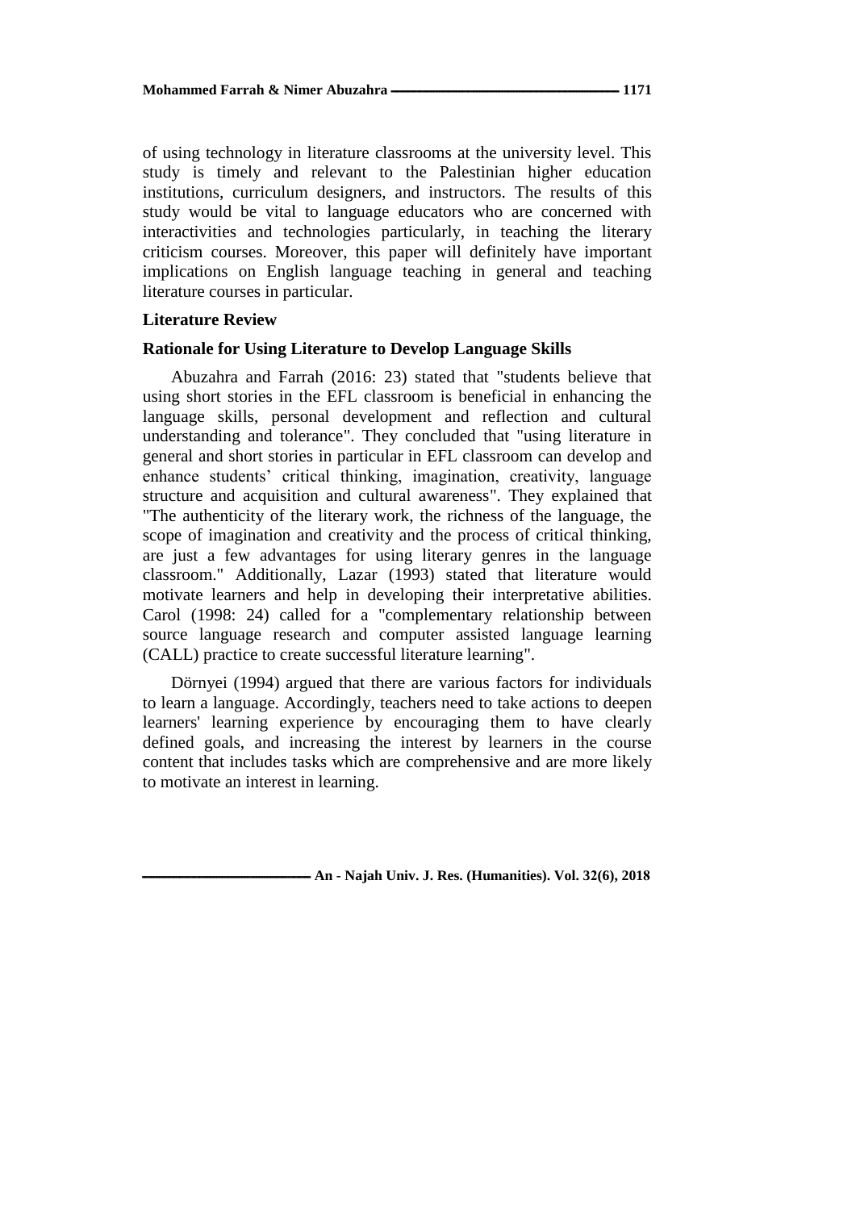of using technology in literature classrooms at the university level. This study is timely and relevant to the Palestinian higher education institutions, curriculum designers, and instructors. The results of this study would be vital to language educators who are concerned with interactivities and technologies particularly, in teaching the literary criticism courses. Moreover, this paper will definitely have important implications on English language teaching in general and teaching literature courses in particular.

## Literature Review

### Rationale for Using Literature to Develop Language Skills

Abuzahra and Farrah (2016: 23) stated that "students believe that using short stories in the EFL classroom is beneficial in enhancing the language skills, personal development and reflection and cultural understanding and tolerance". They concluded that "using literature in general and short stories in particular in EFL classroom can develop and enhance students' critical thinking, imagination, creativity, language structure and acquisition and cultural awareness". They explained that "The authenticity of the literary work, the richness of the language, the scope of imagination and creativity and the process of critical thinking, are just a few advantages for using literary genres in the language classroom." Additionally, Lazar (1993) stated that literature would motivate learners and help in developing their interpretative abilities. Carol (1998: 24) called for a "complementary relationship between source language research and computer assisted language learning (CALL) practice to create successful literature learning".

Dörnyei (1994) argued that there are various factors for individuals to learn a language. Accordingly, teachers need to take actions to deepen learners' learning experience by encouraging them to have clearly defined goals, and increasing the interest by learners in the course content that includes tasks which are comprehensive and are more likely to motivate an interest in learning.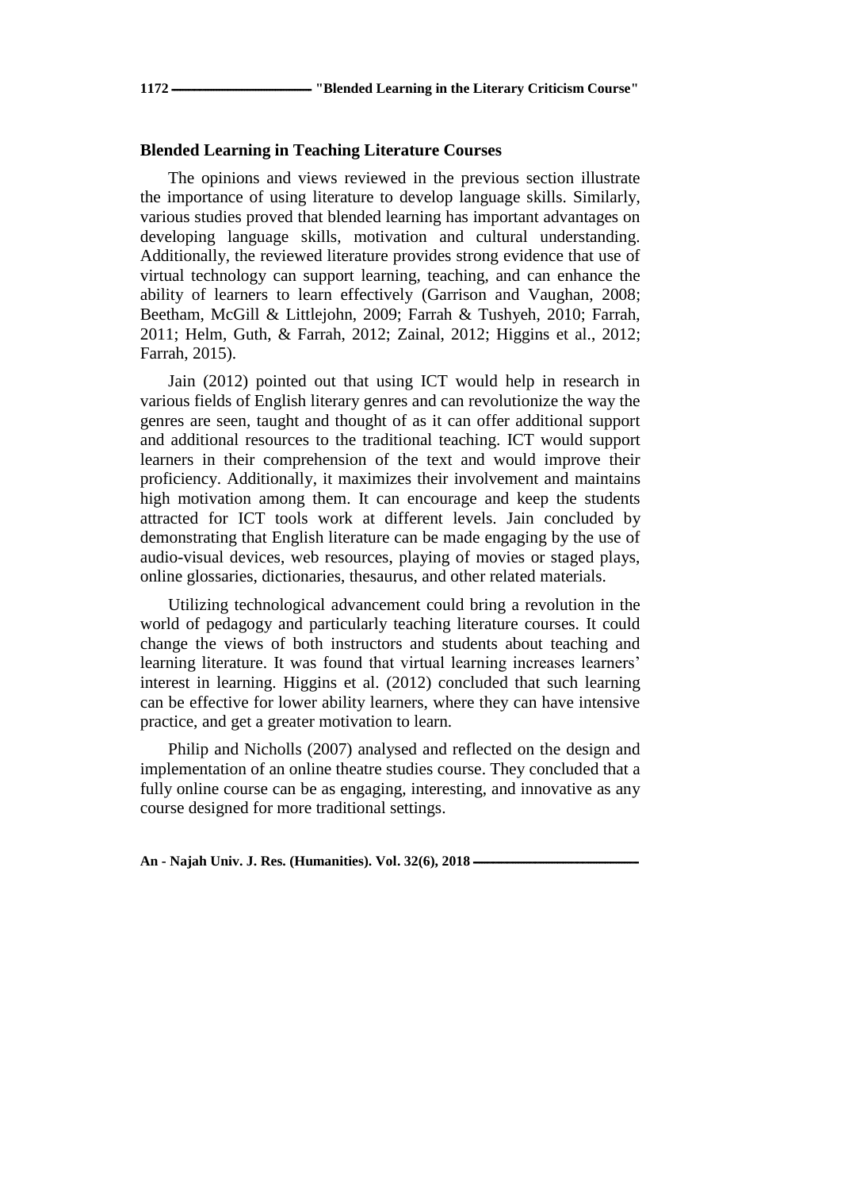## Blended Learning in Teaching Literature Courses

The opinions and views reviewed in the previous section illustrate the importance of using literature to develop language skills. Similarly, various studies proved that blended learning has important advantages on developing language skills, motivation and cultural understanding. Additionally, the reviewed literature provides strong evidence that use of virtual technology can support learning, teaching, and can enhance the ability of learners to learn effectively (Garrison and Vaughan, 2008; Beetham, McGill & Littlejohn, 2009; Farrah & Tushyeh, 2010; Farrah, 2011; Helm, Guth, & Farrah, 2012; Zainal, 2012; Higgins et al., 2012; Farrah, 2015).

Jain (2012) pointed out that using ICT would help in research in various fields of English literary genres and can revolutionize the way the genres are seen, taught and thought of as it can offer additional support and additional resources to the traditional teaching. ICT would support learners in their comprehension of the text and would improve their proficiency. Additionally, it maximizes their involvement and maintains high motivation among them. It can encourage and keep the students attracted for ICT tools work at different levels. Jain concluded by demonstrating that English literature can be made engaging by the use of audio-visual devices, web resources, playing of movies or staged plays, online glossaries, dictionaries, thesaurus, and other related materials.

Utilizing technological advancement could bring a revolution in the world of pedagogy and particularly teaching literature courses. It could change the views of both instructors and students about teaching and learning literature. It was found that virtual learning increases learners' interest in learning. Higgins et al. (2012) concluded that such learning can be effective for lower ability learners, where they can have intensive practice, and get a greater motivation to learn.

Philip and Nicholls (2007) analysed and reflected on the design and implementation of an online theatre studies course. They concluded that a fully online course can be as engaging, interesting, and innovative as any course designed for more traditional settings.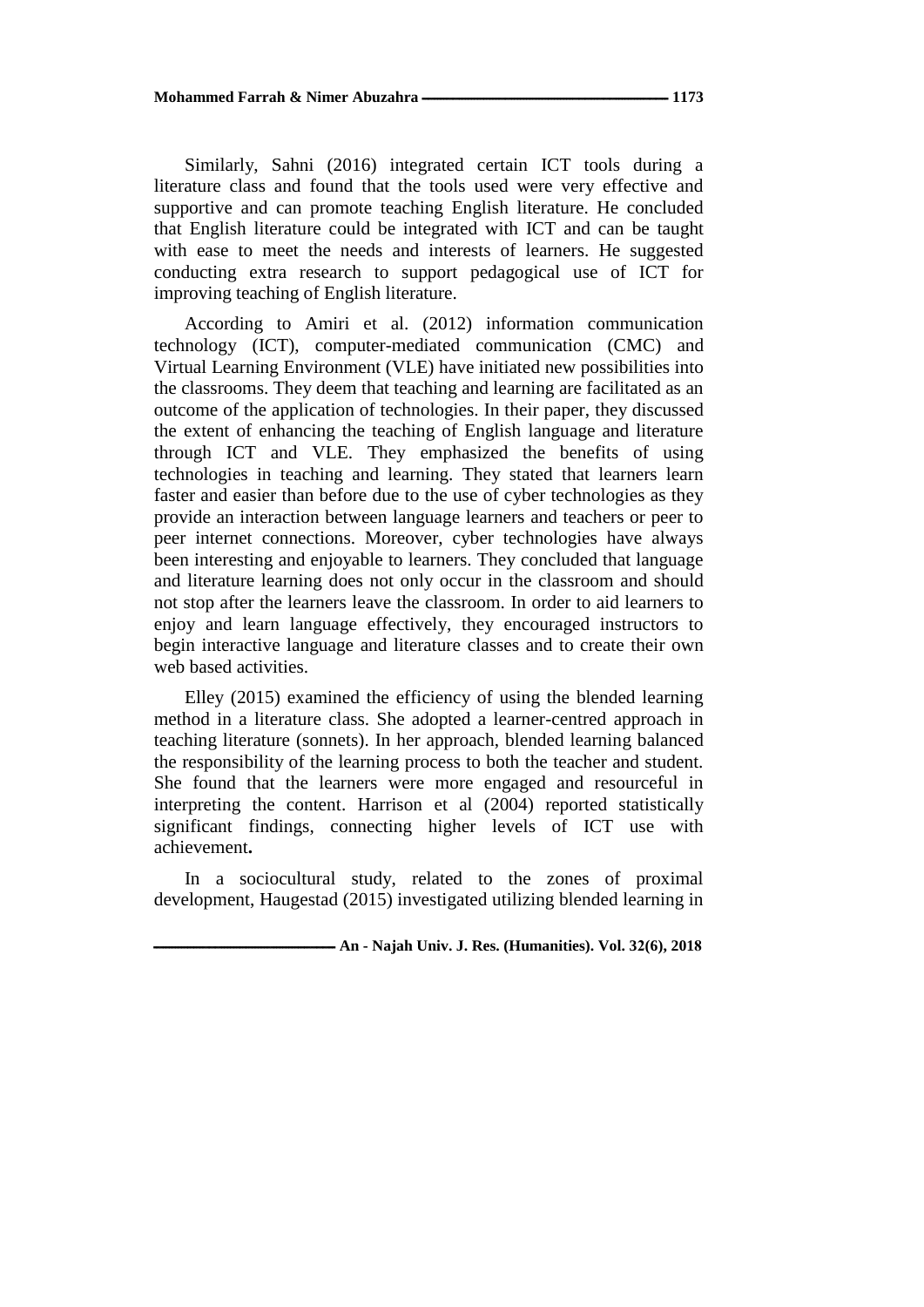Similarly, Sahni (2016) integrated certain ICT tools during a literature class and found that the tools used were very effective and supportive and can promote teaching English literature. He concluded that English literature could be integrated with ICT and can be taught with ease to meet the needs and interests of learners. He suggested conducting extra research to support pedagogical use of ICT for improving teaching of English literature.

According to Amiri et al. (2012) information communication technology (ICT), computer-mediated communication (CMC) and Virtual Learning Environment (VLE) have initiated new possibilities into the classrooms. They deem that teaching and learning are facilitated as an outcome of the application of technologies. In their paper, they discussed the extent of enhancing the teaching of English language and literature through ICT and VLE. They emphasized the benefits of using technologies in teaching and learning. They stated that learners learn faster and easier than before due to the use of cyber technologies as they provide an interaction between language learners and teachers or peer to peer internet connections. Moreover, cyber technologies have always been interesting and enjoyable to learners. They concluded that language and literature learning does not only occur in the classroom and should not stop after the learners leave the classroom. In order to aid learners to enjoy and learn language effectively, they encouraged instructors to begin interactive language and literature classes and to create their own web based activities.

Elley (2015) examined the efficiency of using the blended learning method in a literature class. She adopted a learner-centred approach in teaching literature (sonnets). In her approach, blended learning balanced the responsibility of the learning process to both the teacher and student. She found that the learners were more engaged and resourceful in interpreting the content. Harrison et al (2004) reported statistically significant findings, connecting higher levels of ICT use with achievement**.**

In a sociocultural study, related to the zones of proximal development, Haugestad (2015) investigated utilizing blended learning in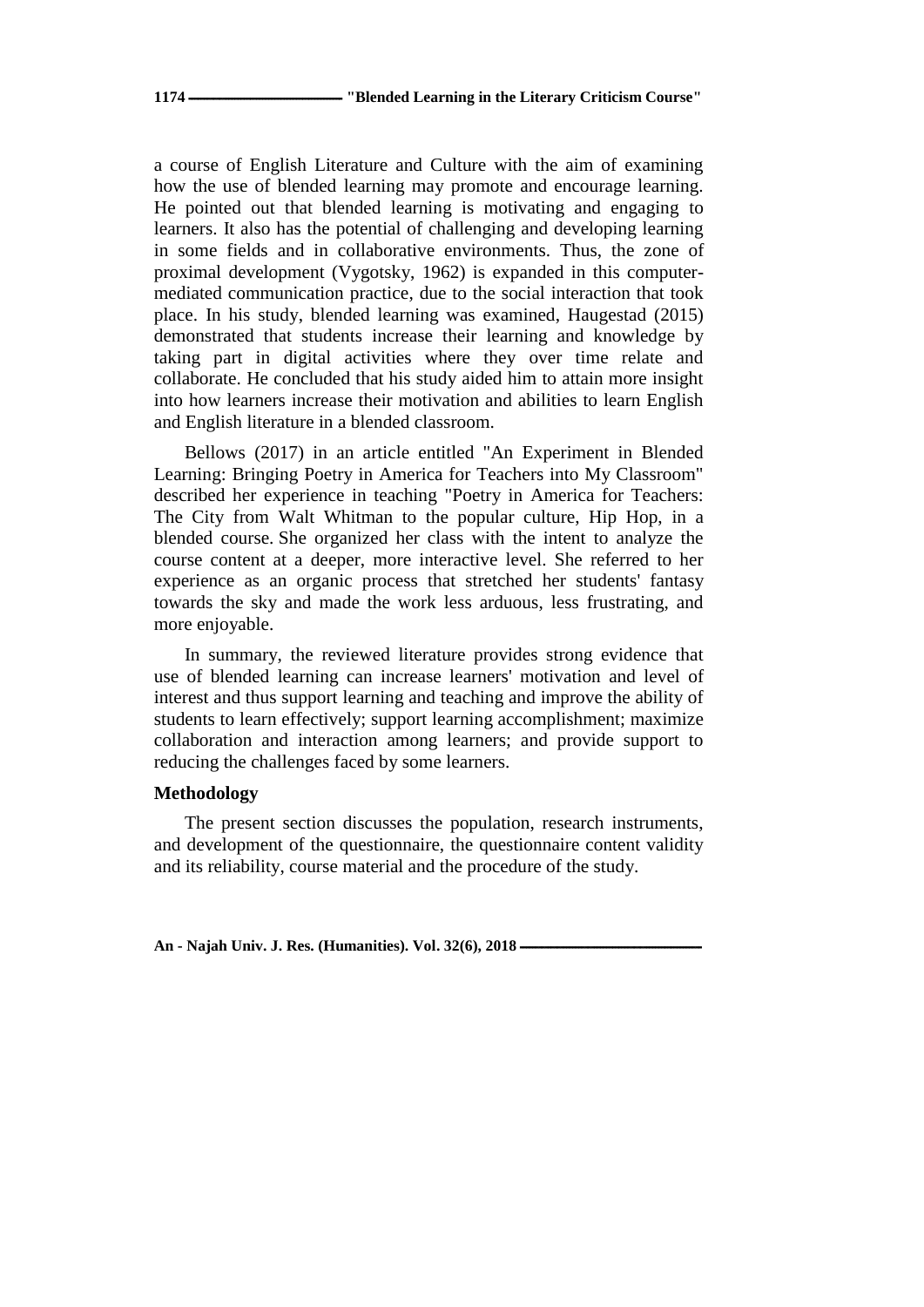a course of English Literature and Culture with the aim of examining how the use of blended learning may promote and encourage learning. He pointed out that blended learning is motivating and engaging to learners. It also has the potential of challenging and developing learning in some fields and in collaborative environments. Thus, the zone of proximal development (Vygotsky, 1962) is expanded in this computer-mediated communication practice, due to the social interaction that took place. In his study, blended learning was examined, Haugestad (2015) demonstrated that students increase their learning and knowledge by taking part in digital activities where they over time relate and collaborate. He concluded that his study aided him to attain more insight into how learners increase their motivation and abilities to learn English and English literature in a blended classroom.

Bellows (2017) in an article entitled "An Experiment in Blended Learning: Bringing Poetry in America for Teachers into My Classroom" described her experience in teaching "Poetry in America for Teachers: The City from Walt Whitman to the popular culture, Hip Hop, in a blended course. She organized her class with the intent to analyze the course content at a deeper, more interactive level. She referred to her experience as an organic process that stretched her students' fantasy towards the sky and made the work less arduous, less frustrating, and more enjoyable.

In summary, the reviewed literature provides strong evidence that use of blended learning can increase learners' motivation and level of interest and thus support learning and teaching and improve the ability of students to learn effectively; support learning accomplishment; maximize collaboration and interaction among learners; and provide support to reducing the challenges faced by some learners.

## Methodology

The present section discusses the population, research instruments, and development of the questionnaire, the questionnaire content validity and its reliability, course material and the procedure of the study.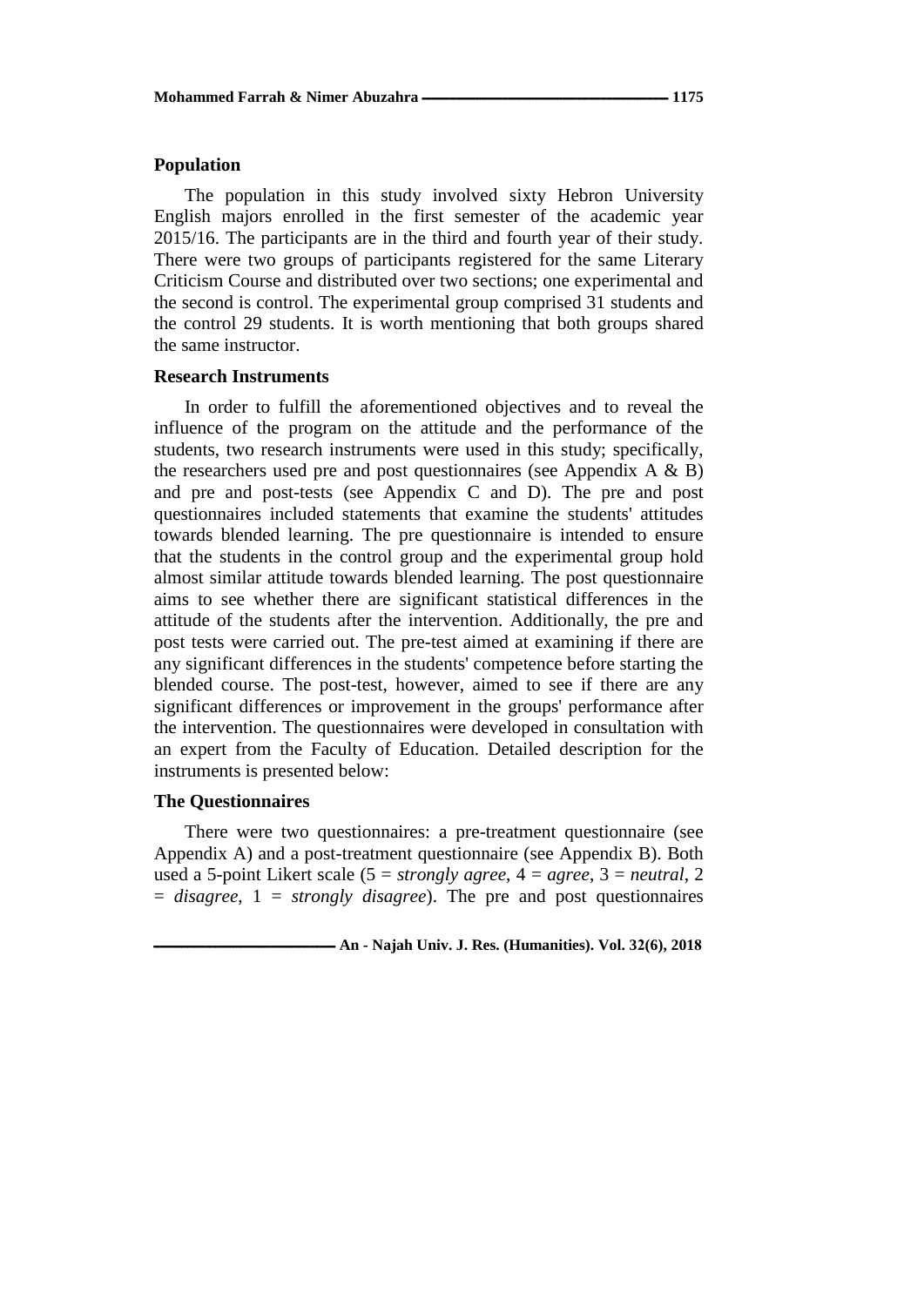### Population

The population in this study involved sixty Hebron University English majors enrolled in the first semester of the academic year 2015/16. The participants are in the third and fourth year of their study. There were two groups of participants registered for the same Literary Criticism Course and distributed over two sections; one experimental and the second is control. The experimental group comprised 31 students and the control 29 students. It is worth mentioning that both groups shared the same instructor.

### Research Instruments

In order to fulfill the aforementioned objectives and to reveal the influence of the program on the attitude and the performance of the students, two research instruments were used in this study; specifically, the researchers used pre and post questionnaires (see Appendix A & B) and pre and post-tests (see Appendix C and D). The pre and post questionnaires included statements that examine the students' attitudes towards blended learning. The pre questionnaire is intended to ensure that the students in the control group and the experimental group hold almost similar attitude towards blended learning. The post questionnaire aims to see whether there are significant statistical differences in the attitude of the students after the intervention. Additionally, the pre and post tests were carried out. The pre-test aimed at examining if there are any significant differences in the students' competence before starting the blended course. The post-test, however, aimed to see if there are any significant differences or improvement in the groups' performance after the intervention. The questionnaires were developed in consultation with an expert from the Faculty of Education. Detailed description for the instruments is presented below:

### The Questionnaires

There were two questionnaires: a pre-treatment questionnaire (see Appendix A) and a post-treatment questionnaire (see Appendix B). Both used a 5-point Likert scale (5 = *strongly agree*, 4 = *agree*, 3 = *neutral*, 2 = *disagree*, 1 = *strongly disagree*). The pre and post questionnaires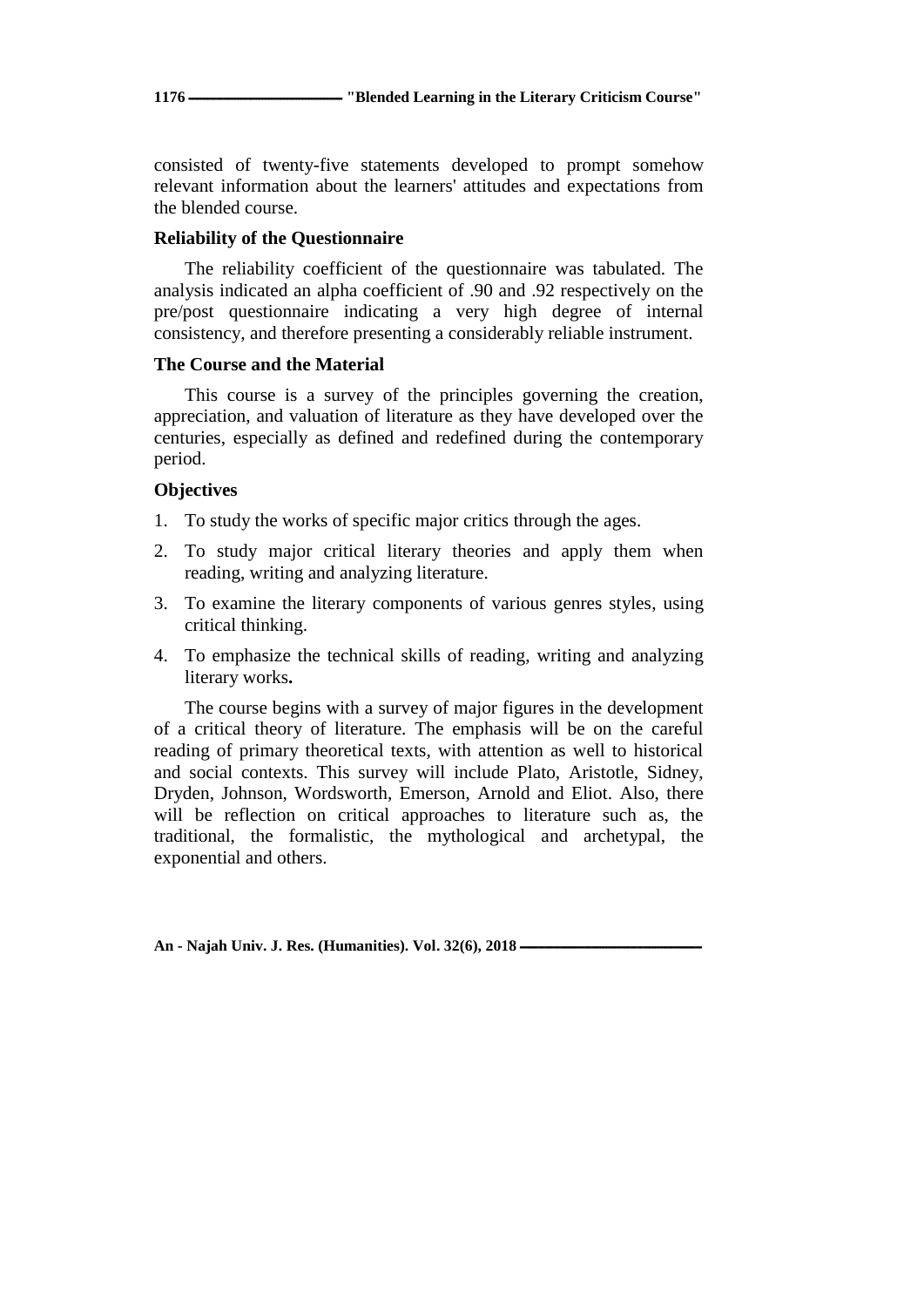consisted of twenty-five statements developed to prompt somehow relevant information about the learners' attitudes and expectations from the blended course.

### Reliability of the Questionnaire

The reliability coefficient of the questionnaire was tabulated. The analysis indicated an alpha coefficient of .90 and .92 respectively on the pre/post questionnaire indicating a very high degree of internal consistency, and therefore presenting a considerably reliable instrument.

### The Course and the Material

This course is a survey of the principles governing the creation, appreciation, and valuation of literature as they have developed over the centuries, especially as defined and redefined during the contemporary period.

### Objectives

1. To study the works of specific major critics through the ages.
2. To study major critical literary theories and apply them when reading, writing and analyzing literature.
3. To examine the literary components of various genres styles, using critical thinking.
4. To emphasize the technical skills of reading, writing and analyzing literary works**.**

The course begins with a survey of major figures in the development of a critical theory of literature. The emphasis will be on the careful reading of primary theoretical texts, with attention as well to historical and social contexts. This survey will include Plato, Aristotle, Sidney, Dryden, Johnson, Wordsworth, Emerson, Arnold and Eliot. Also, there will be reflection on critical approaches to literature such as, the traditional, the formalistic, the mythological and archetypal, the exponential and others.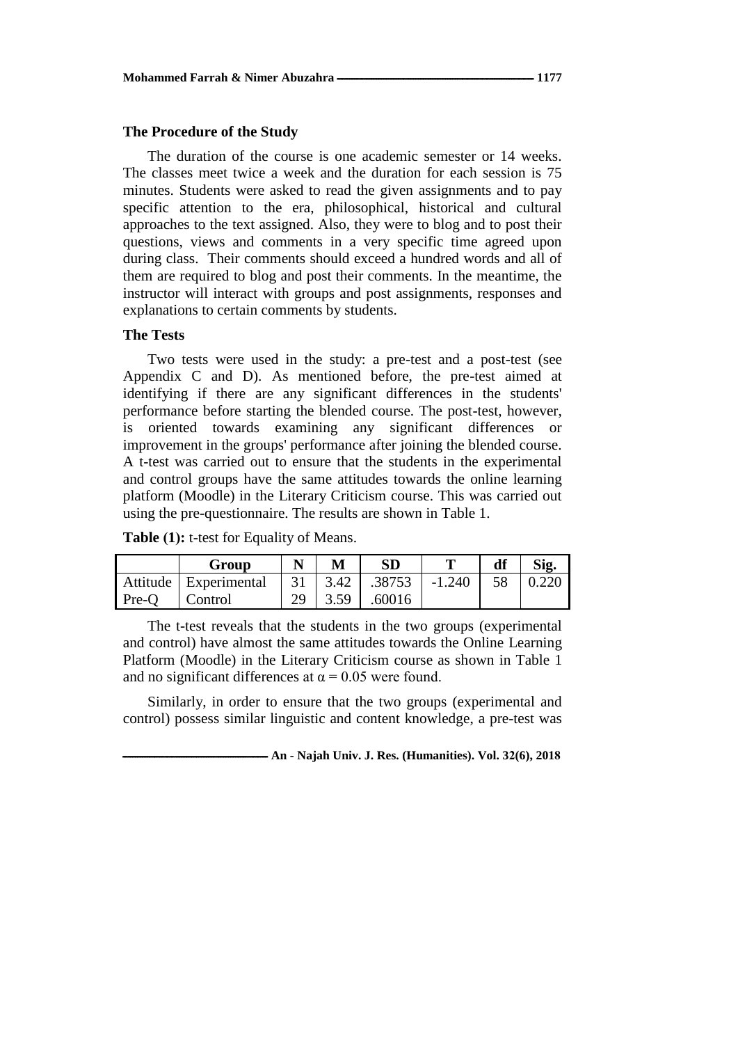### The Procedure of the Study

The duration of the course is one academic semester or 14 weeks. The classes meet twice a week and the duration for each session is 75 minutes. Students were asked to read the given assignments and to pay specific attention to the era, philosophical, historical and cultural approaches to the text assigned. Also, they were to blog and to post their questions, views and comments in a very specific time agreed upon during class. Their comments should exceed a hundred words and all of them are required to blog and post their comments. In the meantime, the instructor will interact with groups and post assignments, responses and explanations to certain comments by students.

### The Tests

Two tests were used in the study: a pre-test and a post-test (see Appendix C and D). As mentioned before, the pre-test aimed at identifying if there are any significant differences in the students' performance before starting the blended course. The post-test, however, is oriented towards examining any significant differences or improvement in the groups' performance after joining the blended course. A t-test was carried out to ensure that the students in the experimental and control groups have the same attitudes towards the online learning platform (Moodle) in the Literary Criticism course. This was carried out using the pre-questionnaire. The results are shown in Table 1.

**Table (1):** t-test for Equality of Means.

| | Group | N | M | SD | T | df | Sig. |
|---|---|---|---|---|---|---|---|
| Attitude | Experimental | 31 | 3.42 | .38753 | -1.240 | 58 | 0.220 |
| Pre-Q | Control | 29 | 3.59 | .60016 | | | |

The t-test reveals that the students in the two groups (experimental and control) have almost the same attitudes towards the Online Learning Platform (Moodle) in the Literary Criticism course as shown in Table 1 and no significant differences at $\alpha = 0.05$ were found.

Similarly, in order to ensure that the two groups (experimental and control) possess similar linguistic and content knowledge, a pre-test was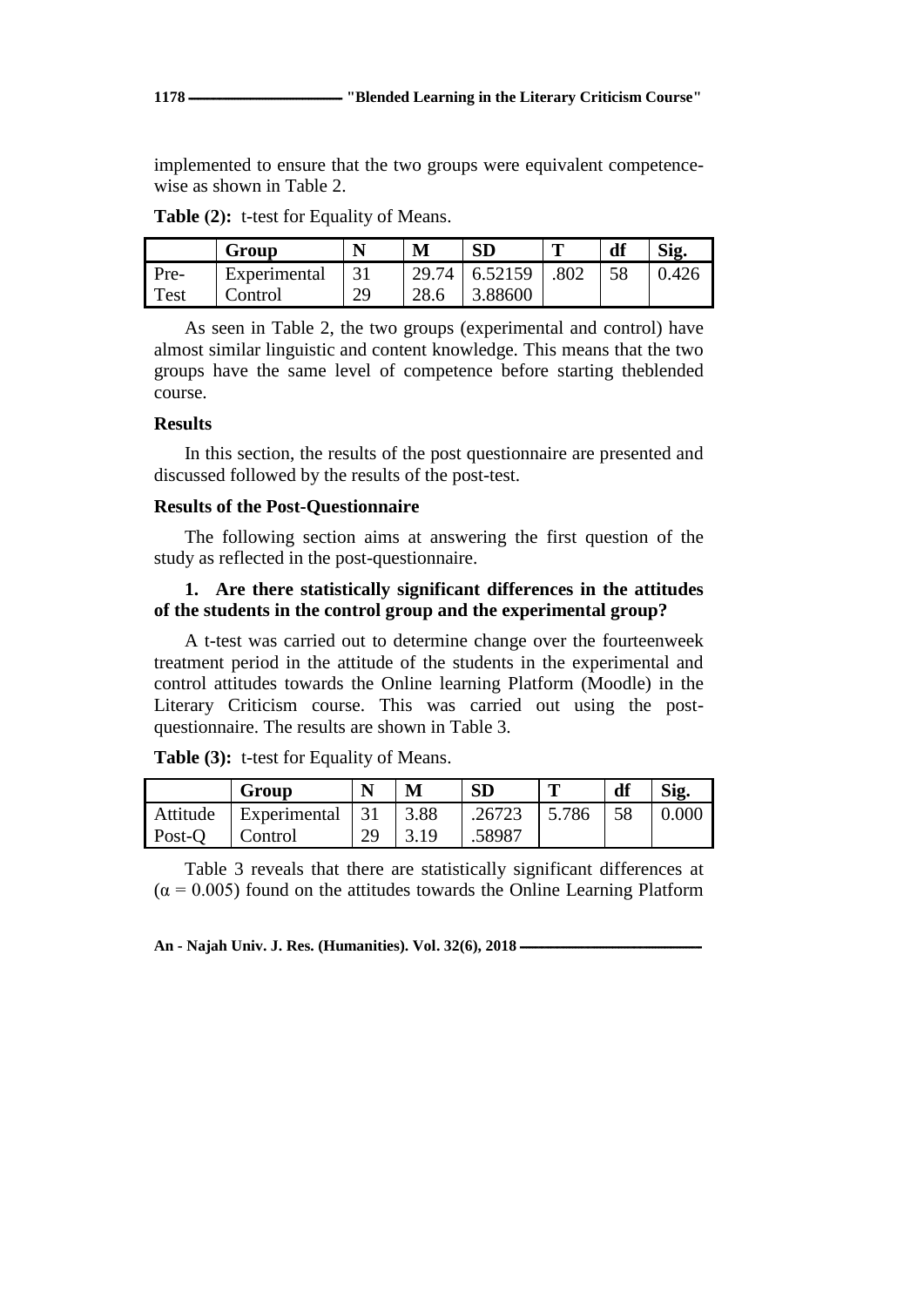implemented to ensure that the two groups were equivalent competence-wise as shown in Table 2.

**Table (2):** t-test for Equality of Means.

| | Group | N | M | SD | T | df | Sig. |
|---|---|---|---|---|---|---|---|
| Pre-Test | Experimental | 31 | 29.74 | 6.52159 | .802 | 58 | 0.426 |
| | Control | 29 | 28.6 | 3.88600 | | | |

As seen in Table 2, the two groups (experimental and control) have almost similar linguistic and content knowledge. This means that the two groups have the same level of competence before starting theblended course.

**Results**

In this section, the results of the post questionnaire are presented and discussed followed by the results of the post-test.

**Results of the Post-Questionnaire**

The following section aims at answering the first question of the study as reflected in the post-questionnaire.

**1. Are there statistically significant differences in the attitudes of the students in the control group and the experimental group?**

A t-test was carried out to determine change over the fourteenweek treatment period in the attitude of the students in the experimental and control attitudes towards the Online learning Platform (Moodle) in the Literary Criticism course. This was carried out using the post-questionnaire. The results are shown in Table 3.

**Table (3):** t-test for Equality of Means.

| | Group | N | M | SD | T | df | Sig. |
|---|---|---|---|---|---|---|---|
| Attitude Post-Q | Experimental | 31 | 3.88 | .26723 | 5.786 | 58 | 0.000 |
| | Control | 29 | 3.19 | .58987 | | | |

Table 3 reveals that there are statistically significant differences at ($\alpha = 0.005$) found on the attitudes towards the Online Learning Platform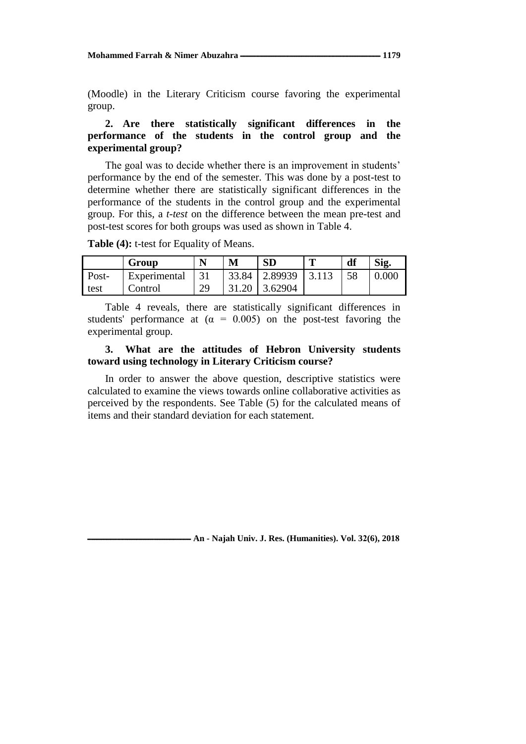(Moodle) in the Literary Criticism course favoring the experimental group.

**2. Are there statistically significant differences in the performance of the students in the control group and the experimental group?**

The goal was to decide whether there is an improvement in students' performance by the end of the semester. This was done by a post-test to determine whether there are statistically significant differences in the performance of the students in the control group and the experimental group. For this, a *t-test* on the difference between the mean pre-test and post-test scores for both groups was used as shown in Table 4.

**Table (4):** t-test for Equality of Means.

| | Group | N | M | SD | T | df | Sig. |
|---|---|---|---|---|---|---|---|
| Post-test | Experimental | 31 | 33.84 | 2.89939 | 3.113 | 58 | 0.000 |
| | Control | 29 | 31.20 | 3.62904 | | | |

Table 4 reveals, there are statistically significant differences in students' performance at ($\alpha$ = 0.005) on the post-test favoring the experimental group.

**3. What are the attitudes of Hebron University students toward using technology in Literary Criticism course?**

In order to answer the above question, descriptive statistics were calculated to examine the views towards online collaborative activities as perceived by the respondents. See Table (5) for the calculated means of items and their standard deviation for each statement.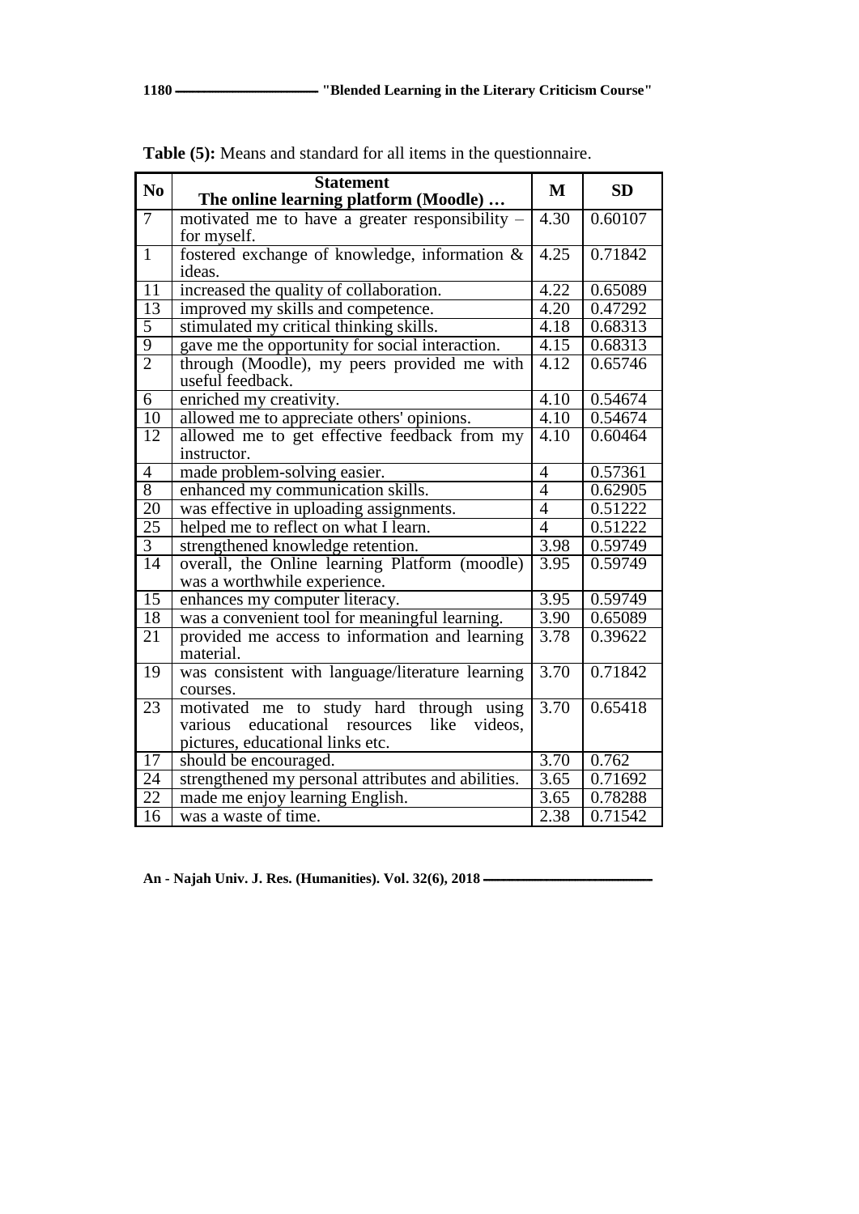**Table (5):** Means and standard for all items in the questionnaire.

| No | Statement<br>The online learning platform (Moodle) … | M | SD |
|---|---|---|---|
| 7 | motivated me to have a greater responsibility – for myself. | 4.30 | 0.60107 |
| 1 | fostered exchange of knowledge, information & ideas. | 4.25 | 0.71842 |
| 11 | increased the quality of collaboration. | 4.22 | 0.65089 |
| 13 | improved my skills and competence. | 4.20 | 0.47292 |
| 5 | stimulated my critical thinking skills. | 4.18 | 0.68313 |
| 9 | gave me the opportunity for social interaction. | 4.15 | 0.68313 |
| 2 | through (Moodle), my peers provided me with useful feedback. | 4.12 | 0.65746 |
| 6 | enriched my creativity. | 4.10 | 0.54674 |
| 10 | allowed me to appreciate others' opinions. | 4.10 | 0.54674 |
| 12 | allowed me to get effective feedback from my instructor. | 4.10 | 0.60464 |
| 4 | made problem-solving easier. | 4 | 0.57361 |
| 8 | enhanced my communication skills. | 4 | 0.62905 |
| 20 | was effective in uploading assignments. | 4 | 0.51222 |
| 25 | helped me to reflect on what I learn. | 4 | 0.51222 |
| 3 | strengthened knowledge retention. | 3.98 | 0.59749 |
| 14 | overall, the Online learning Platform (moodle) was a worthwhile experience. | 3.95 | 0.59749 |
| 15 | enhances my computer literacy. | 3.95 | 0.59749 |
| 18 | was a convenient tool for meaningful learning. | 3.90 | 0.65089 |
| 21 | provided me access to information and learning material. | 3.78 | 0.39622 |
| 19 | was consistent with language/literature learning courses. | 3.70 | 0.71842 |
| 23 | motivated me to study hard through using various educational resources like videos, pictures, educational links etc. | 3.70 | 0.65418 |
| 17 | should be encouraged. | 3.70 | 0.762 |
| 24 | strengthened my personal attributes and abilities. | 3.65 | 0.71692 |
| 22 | made me enjoy learning English. | 3.65 | 0.78288 |
| 16 | was a waste of time. | 2.38 | 0.71542 |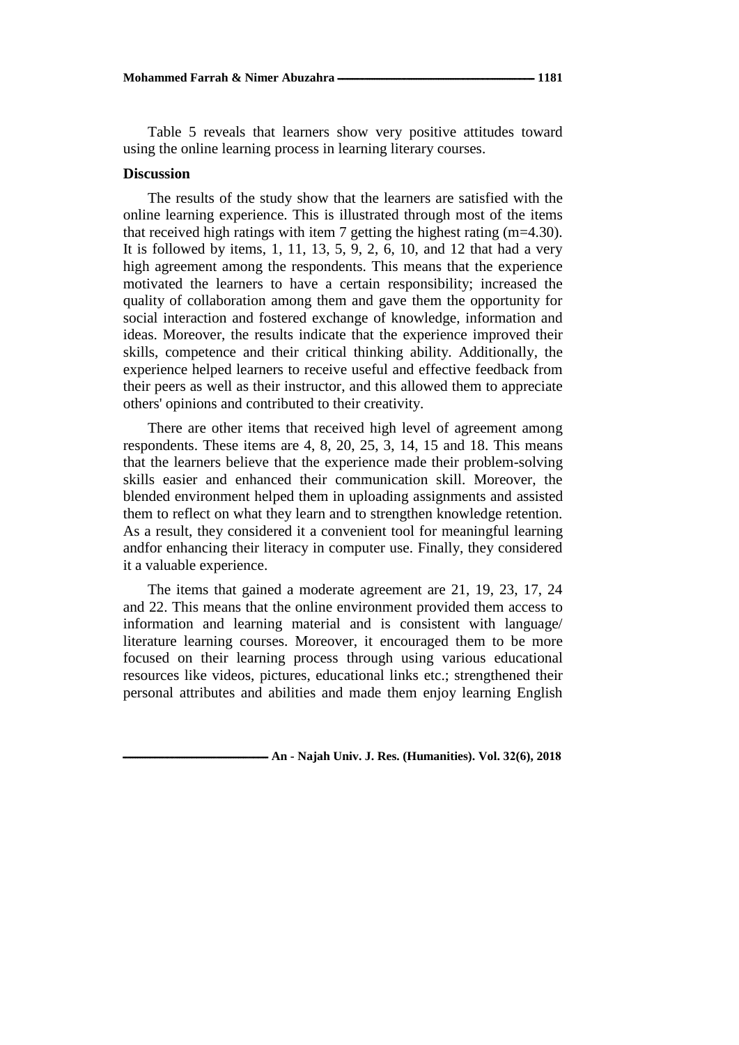Table 5 reveals that learners show very positive attitudes toward using the online learning process in learning literary courses.

## Discussion

The results of the study show that the learners are satisfied with the online learning experience. This is illustrated through most of the items that received high ratings with item 7 getting the highest rating (m=4.30). It is followed by items, 1, 11, 13, 5, 9, 2, 6, 10, and 12 that had a very high agreement among the respondents. This means that the experience motivated the learners to have a certain responsibility; increased the quality of collaboration among them and gave them the opportunity for social interaction and fostered exchange of knowledge, information and ideas. Moreover, the results indicate that the experience improved their skills, competence and their critical thinking ability. Additionally, the experience helped learners to receive useful and effective feedback from their peers as well as their instructor, and this allowed them to appreciate others' opinions and contributed to their creativity.

There are other items that received high level of agreement among respondents. These items are 4, 8, 20, 25, 3, 14, 15 and 18. This means that the learners believe that the experience made their problem-solving skills easier and enhanced their communication skill. Moreover, the blended environment helped them in uploading assignments and assisted them to reflect on what they learn and to strengthen knowledge retention. As a result, they considered it a convenient tool for meaningful learning andfor enhancing their literacy in computer use. Finally, they considered it a valuable experience.

The items that gained a moderate agreement are 21, 19, 23, 17, 24 and 22. This means that the online environment provided them access to information and learning material and is consistent with language/ literature learning courses. Moreover, it encouraged them to be more focused on their learning process through using various educational resources like videos, pictures, educational links etc.; strengthened their personal attributes and abilities and made them enjoy learning English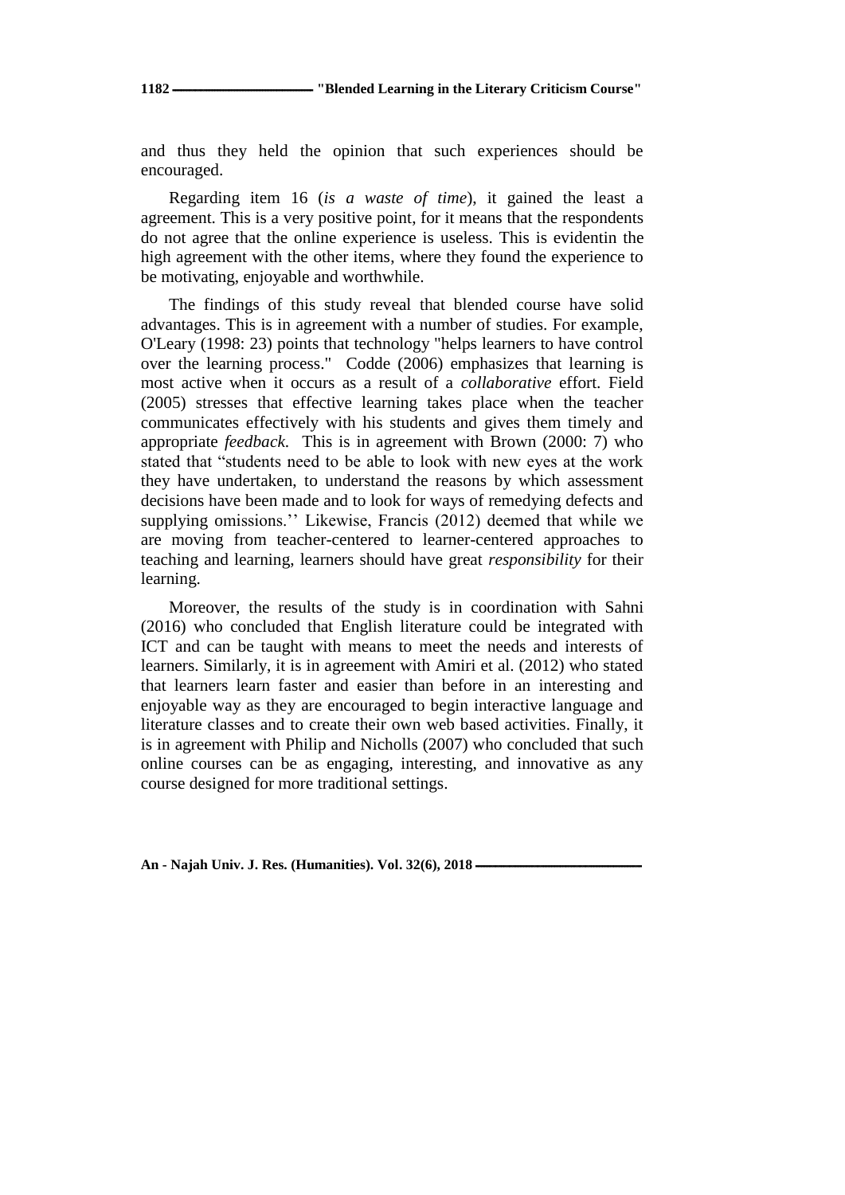and thus they held the opinion that such experiences should be encouraged.

Regarding item 16 (*is a waste of time*), it gained the least a agreement. This is a very positive point, for it means that the respondents do not agree that the online experience is useless. This is evidentin the high agreement with the other items, where they found the experience to be motivating, enjoyable and worthwhile.

The findings of this study reveal that blended course have solid advantages. This is in agreement with a number of studies. For example, O'Leary (1998: 23) points that technology "helps learners to have control over the learning process." Codde (2006) emphasizes that learning is most active when it occurs as a result of a *collaborative* effort. Field (2005) stresses that effective learning takes place when the teacher communicates effectively with his students and gives them timely and appropriate *feedback*. This is in agreement with Brown (2000: 7) who stated that "students need to be able to look with new eyes at the work they have undertaken, to understand the reasons by which assessment decisions have been made and to look for ways of remedying defects and supplying omissions.'' Likewise, Francis (2012) deemed that while we are moving from teacher-centered to learner-centered approaches to teaching and learning, learners should have great *responsibility* for their learning.

Moreover, the results of the study is in coordination with Sahni (2016) who concluded that English literature could be integrated with ICT and can be taught with means to meet the needs and interests of learners. Similarly, it is in agreement with Amiri et al. (2012) who stated that learners learn faster and easier than before in an interesting and enjoyable way as they are encouraged to begin interactive language and literature classes and to create their own web based activities. Finally, it is in agreement with Philip and Nicholls (2007) who concluded that such online courses can be as engaging, interesting, and innovative as any course designed for more traditional settings.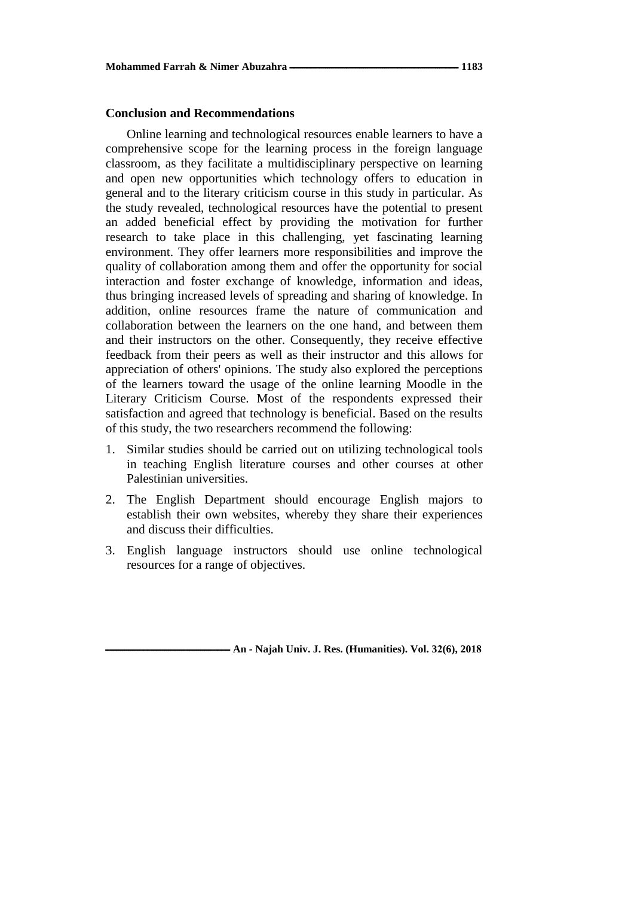## Conclusion and Recommendations

Online learning and technological resources enable learners to have a comprehensive scope for the learning process in the foreign language classroom, as they facilitate a multidisciplinary perspective on learning and open new opportunities which technology offers to education in general and to the literary criticism course in this study in particular. As the study revealed, technological resources have the potential to present an added beneficial effect by providing the motivation for further research to take place in this challenging, yet fascinating learning environment. They offer learners more responsibilities and improve the quality of collaboration among them and offer the opportunity for social interaction and foster exchange of knowledge, information and ideas, thus bringing increased levels of spreading and sharing of knowledge. In addition, online resources frame the nature of communication and collaboration between the learners on the one hand, and between them and their instructors on the other. Consequently, they receive effective feedback from their peers as well as their instructor and this allows for appreciation of others' opinions. The study also explored the perceptions of the learners toward the usage of the online learning Moodle in the Literary Criticism Course. Most of the respondents expressed their satisfaction and agreed that technology is beneficial. Based on the results of this study, the two researchers recommend the following:

1. Similar studies should be carried out on utilizing technological tools in teaching English literature courses and other courses at other Palestinian universities.
2. The English Department should encourage English majors to establish their own websites, whereby they share their experiences and discuss their difficulties.
3. English language instructors should use online technological resources for a range of objectives.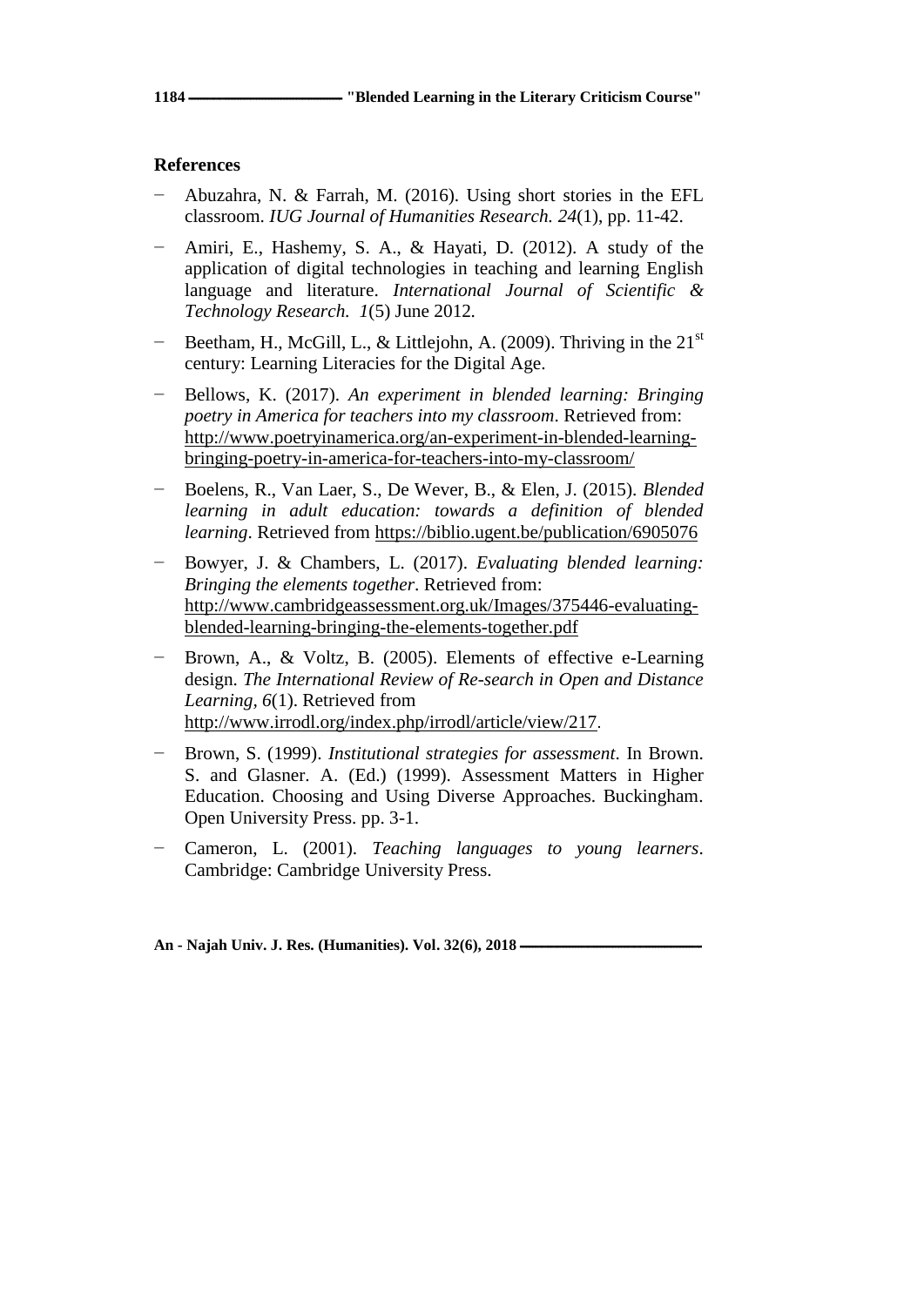## References

- Abuzahra, N. & Farrah, M. (2016). Using short stories in the EFL classroom. *IUG Journal of Humanities Research. 24*(1), pp. 11-42.
- Amiri, E., Hashemy, S. A., & Hayati, D. (2012). A study of the application of digital technologies in teaching and learning English language and literature. *International Journal of Scientific & Technology Research. 1*(5) June 2012.
- Beetham, H., McGill, L., & Littlejohn, A. (2009). Thriving in the 21st century: Learning Literacies for the Digital Age.
- Bellows, K. (2017). *An experiment in blended learning: Bringing poetry in America for teachers into my classroom*. Retrieved from: http://www.poetryinamerica.org/an-experiment-in-blended-learning-bringing-poetry-in-america-for-teachers-into-my-classroom/
- Boelens, R., Van Laer, S., De Wever, B., & Elen, J. (2015). *Blended learning in adult education: towards a definition of blended learning*. Retrieved from https://biblio.ugent.be/publication/6905076
- Bowyer, J. & Chambers, L. (2017). *Evaluating blended learning: Bringing the elements together*. Retrieved from: http://www.cambridgeassessment.org.uk/Images/375446-evaluating-blended-learning-bringing-the-elements-together.pdf
- Brown, A., & Voltz, B. (2005). Elements of effective e-Learning design. *The International Review of Re-search in Open and Distance Learning, 6*(1). Retrieved from http://www.irrodl.org/index.php/irrodl/article/view/217.
- Brown, S. (1999). *Institutional strategies for assessment*. In Brown. S. and Glasner. A. (Ed.) (1999). Assessment Matters in Higher Education. Choosing and Using Diverse Approaches. Buckingham. Open University Press. pp. 3-1.
- Cameron, L. (2001). *Teaching languages to young learners*. Cambridge: Cambridge University Press.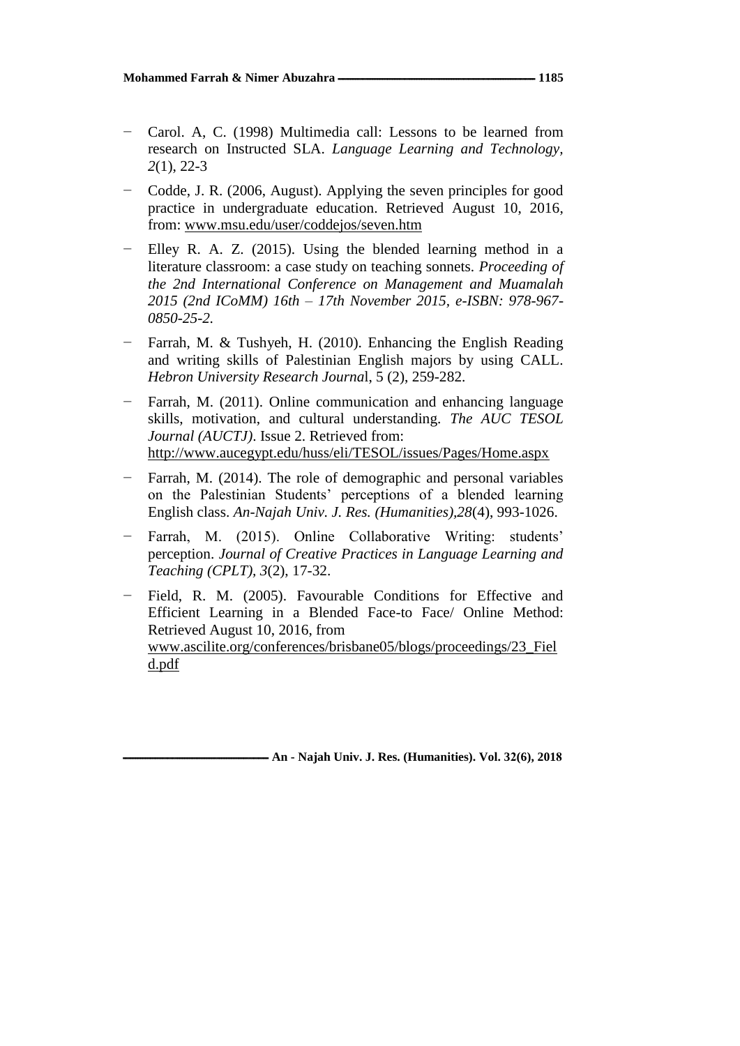- Carol. A, C. (1998) Multimedia call: Lessons to be learned from research on Instructed SLA. *Language Learning and Technology, 2*(1), 22-3
- Codde, J. R. (2006, August). Applying the seven principles for good practice in undergraduate education. Retrieved August 10, 2016, from: www.msu.edu/user/coddejos/seven.htm
- Elley R. A. Z. (2015). Using the blended learning method in a literature classroom: a case study on teaching sonnets. *Proceeding of the 2nd International Conference on Management and Muamalah 2015 (2nd ICoMM) 16th – 17th November 2015, e-ISBN: 978-967-0850-25-2.*
- Farrah, M. & Tushyeh, H. (2010). Enhancing the English Reading and writing skills of Palestinian English majors by using CALL. *Hebron University Research Journa*l, 5 (2), 259-282.
- Farrah, M. (2011). Online communication and enhancing language skills, motivation, and cultural understanding. *The AUC TESOL Journal (AUCTJ)*. Issue 2. Retrieved from: http://www.aucegypt.edu/huss/eli/TESOL/issues/Pages/Home.aspx
- Farrah, M. (2014). The role of demographic and personal variables on the Palestinian Students' perceptions of a blended learning English class. *An-Najah Univ. J. Res. (Humanities),28*(4), 993-1026.
- Farrah, M. (2015). Online Collaborative Writing: students' perception. *Journal of Creative Practices in Language Learning and Teaching (CPLT), 3*(2), 17-32.
- Field, R. M. (2005). Favourable Conditions for Effective and Efficient Learning in a Blended Face-to Face/ Online Method: Retrieved August 10, 2016, from www.ascilite.org/conferences/brisbane05/blogs/proceedings/23_Field.pdf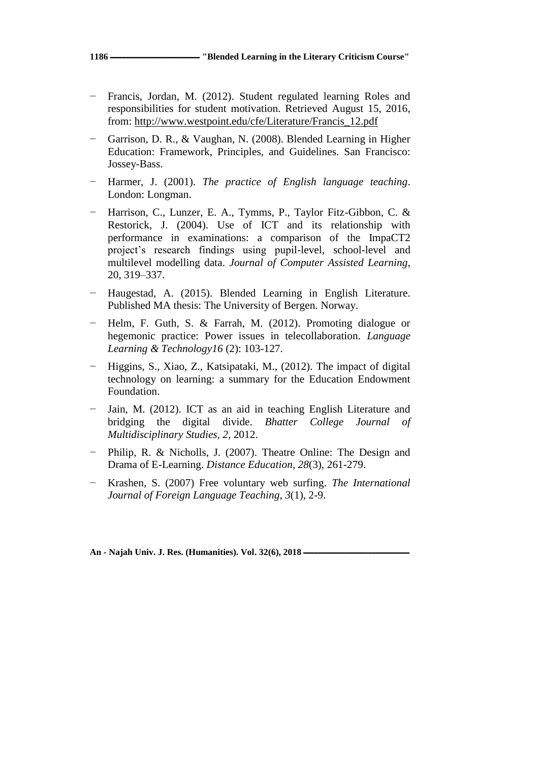- Francis, Jordan, M. (2012). Student regulated learning Roles and responsibilities for student motivation. Retrieved August 15, 2016, from: http://www.westpoint.edu/cfe/Literature/Francis_12.pdf
- Garrison, D. R., & Vaughan, N. (2008). Blended Learning in Higher Education: Framework, Principles, and Guidelines. San Francisco: Jossey-Bass.
- Harmer, J. (2001). *The practice of English language teaching*. London: Longman.
- Harrison, C., Lunzer, E. A., Tymms, P., Taylor Fitz-Gibbon, C. & Restorick, J. (2004). Use of ICT and its relationship with performance in examinations: a comparison of the ImpaCT2 project's research findings using pupil-level, school-level and multilevel modelling data. *Journal of Computer Assisted Learning*, 20, 319–337.
- Haugestad, A. (2015). Blended Learning in English Literature. Published MA thesis: The University of Bergen. Norway.
- Helm, F. Guth, S. & Farrah, M. (2012). Promoting dialogue or hegemonic practice: Power issues in telecollaboration. *Language Learning & Technology16* (2): 103-127.
- Higgins, S., Xiao, Z., Katsipataki, M., (2012). The impact of digital technology on learning: a summary for the Education Endowment Foundation.
- Jain, M. (2012). ICT as an aid in teaching English Literature and bridging the digital divide. *Bhatter College Journal of Multidisciplinary Studies*, *2*, 2012.
- Philip, R. & Nicholls, J. (2007). Theatre Online: The Design and Drama of E-Learning. *Distance Education*, *28*(3), 261-279.
- Krashen, S. (2007) Free voluntary web surfing. *The International Journal of Foreign Language Teaching*, *3*(1), 2-9.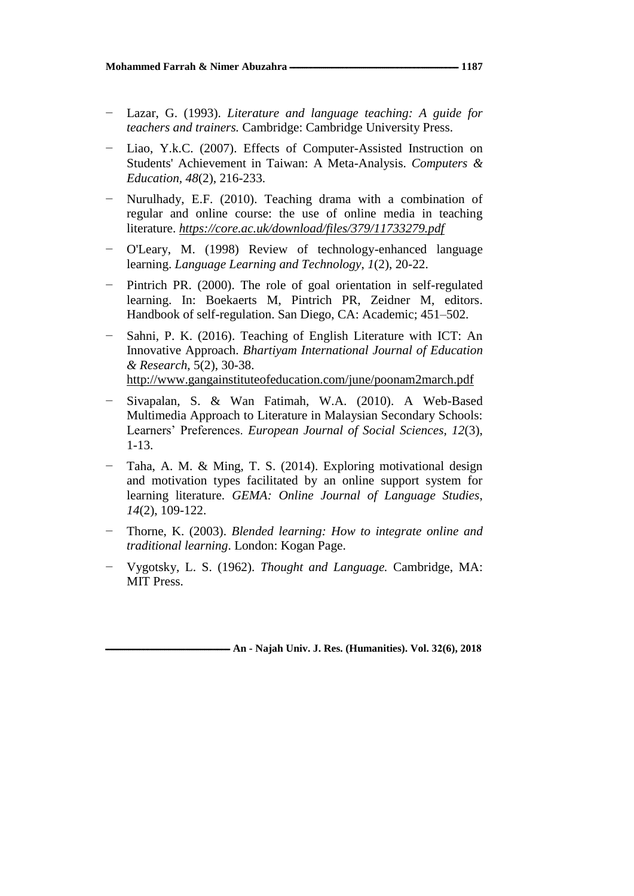- Lazar, G. (1993). *Literature and language teaching: A guide for teachers and trainers.* Cambridge: Cambridge University Press.
- Liao, Y.k.C. (2007). Effects of Computer-Assisted Instruction on Students' Achievement in Taiwan: A Meta-Analysis. *Computers & Education, 48*(2), 216-233.
- Nurulhady, E.F. (2010). Teaching drama with a combination of regular and online course: the use of online media in teaching literature. *https://core.ac.uk/download/files/379/11733279.pdf*
- O'Leary, M. (1998) Review of technology-enhanced language learning. *Language Learning and Technology, 1*(2), 20-22.
- Pintrich PR. (2000). The role of goal orientation in self-regulated learning. In: Boekaerts M, Pintrich PR, Zeidner M, editors. Handbook of self-regulation. San Diego, CA: Academic; 451–502.
- Sahni, P. K. (2016). Teaching of English Literature with ICT: An Innovative Approach. *Bhartiyam International Journal of Education & Research*, 5(2), 30-38. http://www.gangainstituteofeducation.com/june/poonam2march.pdf
- Sivapalan, S. & Wan Fatimah, W.A. (2010). A Web-Based Multimedia Approach to Literature in Malaysian Secondary Schools: Learners' Preferences. *European Journal of Social Sciences, 12*(3), 1-13.
- Taha, A. M. & Ming, T. S. (2014). Exploring motivational design and motivation types facilitated by an online support system for learning literature. *GEMA: Online Journal of Language Studies, 14*(2), 109-122.
- Thorne, K. (2003). *Blended learning: How to integrate online and traditional learning*. London: Kogan Page.
- Vygotsky, L. S. (1962). *Thought and Language.* Cambridge, MA: MIT Press.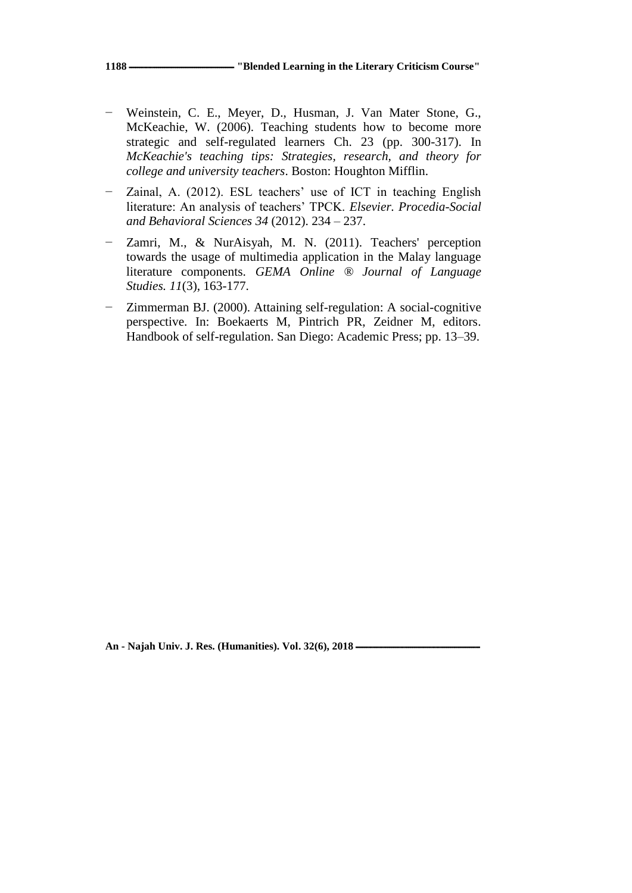- Weinstein, C. E., Meyer, D., Husman, J. Van Mater Stone, G., McKeachie, W. (2006). Teaching students how to become more strategic and self-regulated learners Ch. 23 (pp. 300-317). In *McKeachie's teaching tips: Strategies, research, and theory for college and university teachers*. Boston: Houghton Mifflin.
- Zainal, A. (2012). ESL teachers' use of ICT in teaching English literature: An analysis of teachers' TPCK. *Elsevier. Procedia-Social and Behavioral Sciences 34* (2012). 234 – 237.
- Zamri, M., & NurAisyah, M. N. (2011). Teachers' perception towards the usage of multimedia application in the Malay language literature components. *GEMA Online ® Journal of Language Studies. 11*(3), 163-177.
- Zimmerman BJ. (2000). Attaining self-regulation: A social-cognitive perspective. In: Boekaerts M, Pintrich PR, Zeidner M, editors. Handbook of self-regulation. San Diego: Academic Press; pp. 13–39.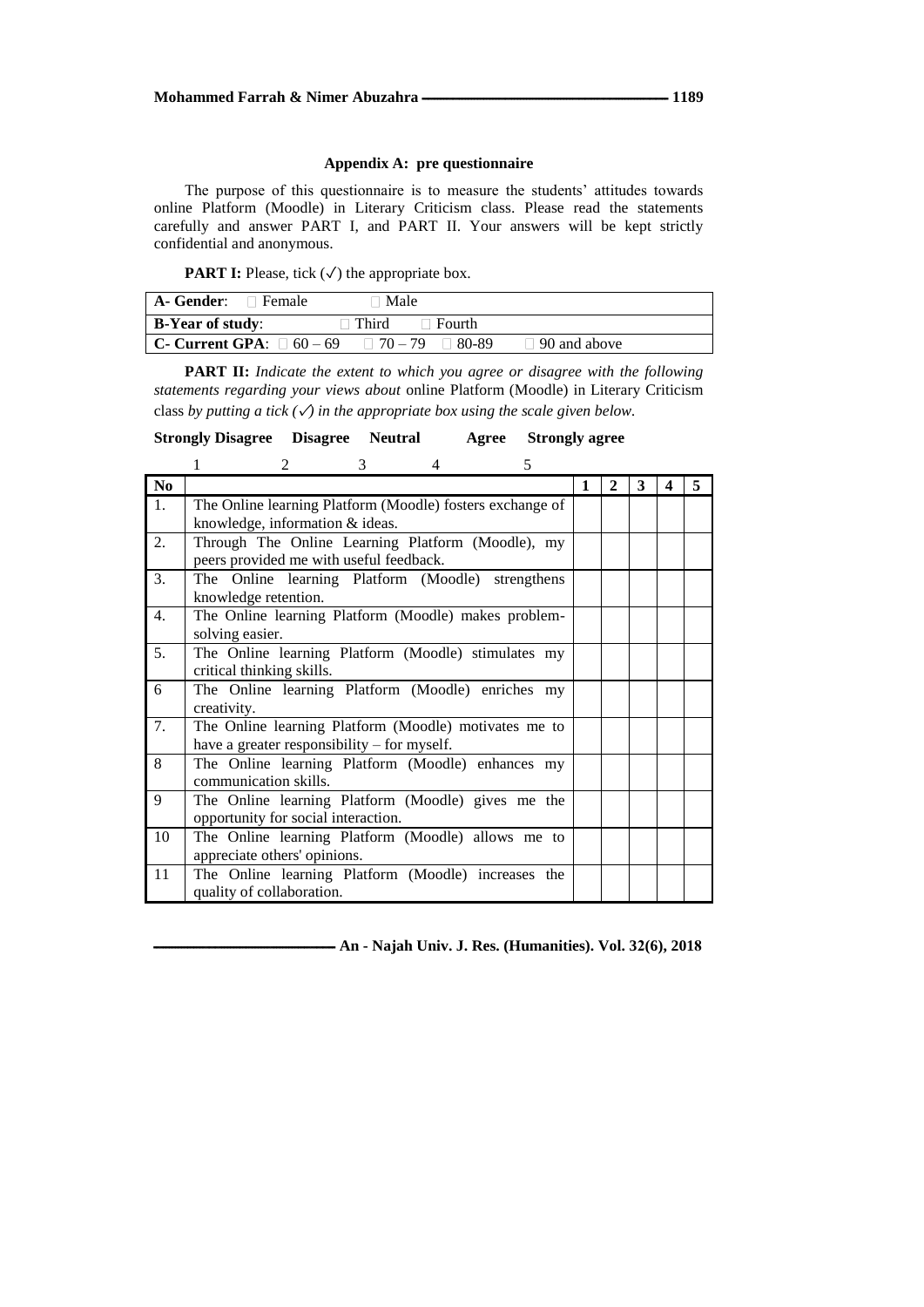### Appendix A: pre questionnaire

The purpose of this questionnaire is to measure the students' attitudes towards online Platform (Moodle) in Literary Criticism class. Please read the statements carefully and answer PART I, and PART II. Your answers will be kept strictly confidential and anonymous.

**PART I:** Please, tick (✓) the appropriate box.

| | | | | |
|---|---|---|---|---|
| **A- Gender**: □ Female | □ Male | | | |
| **B-Year of study**: | □ Third | □ Fourth | | |
| **C- Current GPA**: □ 60 – 69 | □ 70 – 79 | □ 80-89 | □ 90 and above | |

**PART II:** *Indicate the extent to which you agree or disagree with the following statements regarding your views about* online Platform (Moodle) in Literary Criticism class *by putting a tick (✓) in the appropriate box using the scale given below.*

| **Strongly Disagree** | **Disagree** | **Neutral** | **Agree** | **Strongly agree** |
|---|---|---|---|---|
| 1 | 2 | 3 | 4 | 5 |

| No | | 1 | 2 | 3 | 4 | 5 |
|---|---|---|---|---|---|---|
| 1. | The Online learning Platform (Moodle) fosters exchange of knowledge, information & ideas. | | | | | |
| 2. | Through The Online Learning Platform (Moodle), my peers provided me with useful feedback. | | | | | |
| 3. | The Online learning Platform (Moodle) strengthens knowledge retention. | | | | | |
| 4. | The Online learning Platform (Moodle) makes problem-solving easier. | | | | | |
| 5. | The Online learning Platform (Moodle) stimulates my critical thinking skills. | | | | | |
| 6 | The Online learning Platform (Moodle) enriches my creativity. | | | | | |
| 7. | The Online learning Platform (Moodle) motivates me to have a greater responsibility – for myself. | | | | | |
| 8 | The Online learning Platform (Moodle) enhances my communication skills. | | | | | |
| 9 | The Online learning Platform (Moodle) gives me the opportunity for social interaction. | | | | | |
| 10 | The Online learning Platform (Moodle) allows me to appreciate others' opinions. | | | | | |
| 11 | The Online learning Platform (Moodle) increases the quality of collaboration. | | | | | |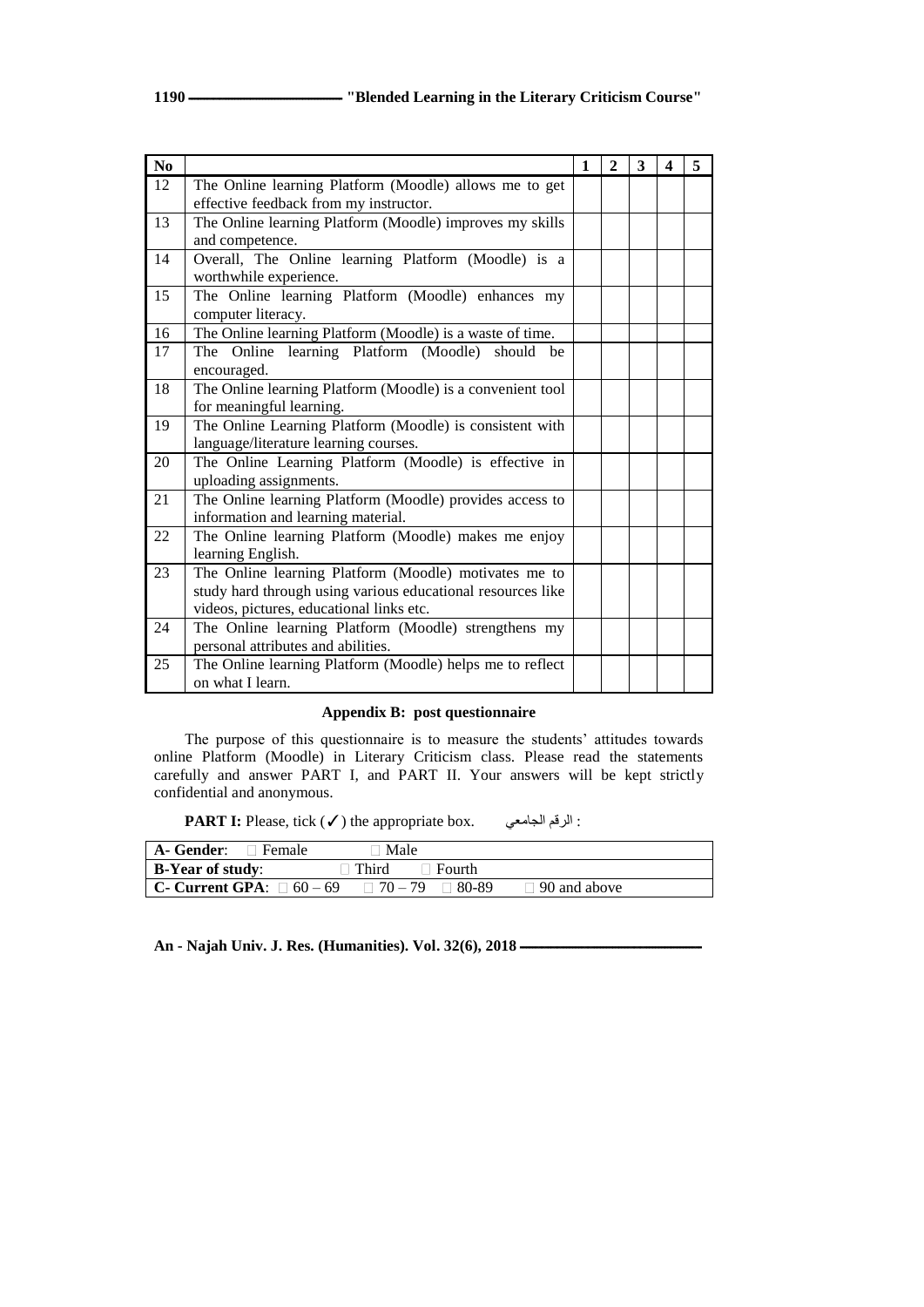| No | | 1 | 2 | 3 | 4 | 5 |
|---|---|---|---|---|---|---|
| 12 | The Online learning Platform (Moodle) allows me to get effective feedback from my instructor. | | | | | |
| 13 | The Online learning Platform (Moodle) improves my skills and competence. | | | | | |
| 14 | Overall, The Online learning Platform (Moodle) is a worthwhile experience. | | | | | |
| 15 | The Online learning Platform (Moodle) enhances my computer literacy. | | | | | |
| 16 | The Online learning Platform (Moodle) is a waste of time. | | | | | |
| 17 | The Online learning Platform (Moodle) should be encouraged. | | | | | |
| 18 | The Online learning Platform (Moodle) is a convenient tool for meaningful learning. | | | | | |
| 19 | The Online Learning Platform (Moodle) is consistent with language/literature learning courses. | | | | | |
| 20 | The Online Learning Platform (Moodle) is effective in uploading assignments. | | | | | |
| 21 | The Online learning Platform (Moodle) provides access to information and learning material. | | | | | |
| 22 | The Online learning Platform (Moodle) makes me enjoy learning English. | | | | | |
| 23 | The Online learning Platform (Moodle) motivates me to study hard through using various educational resources like videos, pictures, educational links etc. | | | | | |
| 24 | The Online learning Platform (Moodle) strengthens my personal attributes and abilities. | | | | | |
| 25 | The Online learning Platform (Moodle) helps me to reflect on what I learn. | | | | | |

**Appendix B: post questionnaire**

The purpose of this questionnaire is to measure the students' attitudes towards online Platform (Moodle) in Literary Criticism class. Please read the statements carefully and answer PART I, and PART II. Your answers will be kept strictly confidential and anonymous.

**PART I:** Please, tick (✓) the appropriate box. الرقم الجامعي :

| | | | | |
|---|---|---|---|---|
| **A- Gender**: □ Female | □ Male | | | |
| **B-Year of study**: | □ Third | □ Fourth | | |
| **C- Current GPA**: □ 60 – 69 | □ 70 – 79 | □ 80-89 | □ 90 and above | |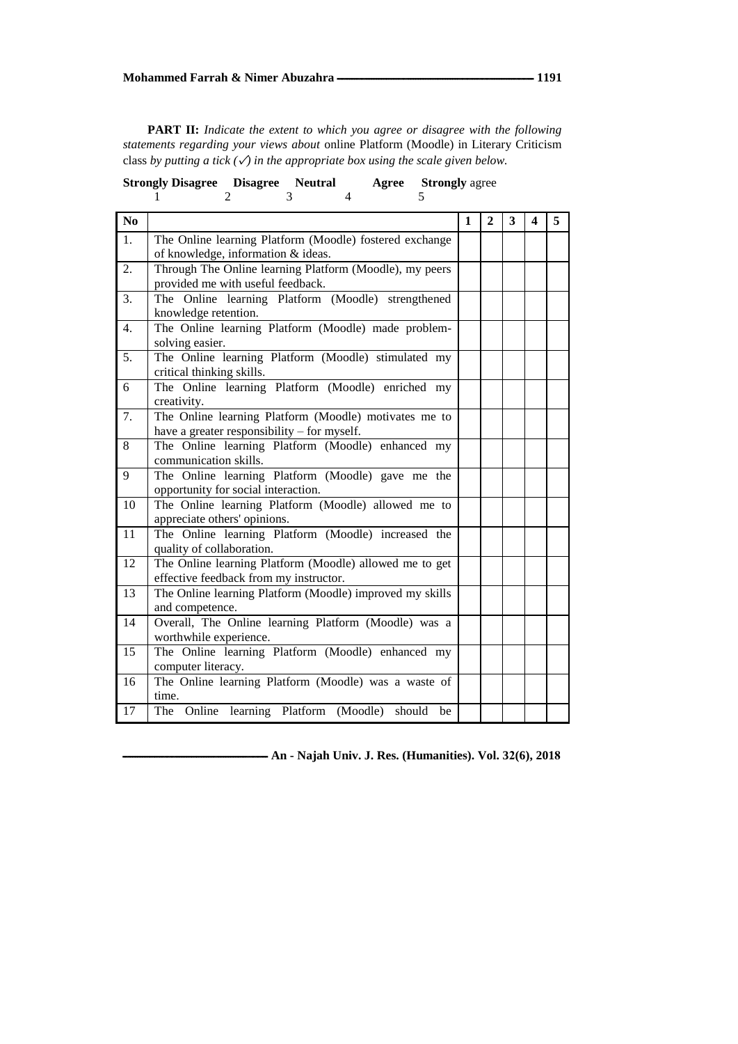**PART II:** *Indicate the extent to which you agree or disagree with the following statements regarding your views about* online Platform (Moodle) in Literary Criticism class *by putting a tick (✓) in the appropriate box using the scale given below.*

**Strongly Disagree** 1 **Disagree** 2 **Neutral** 3 **Agree** 4 **Strongly** agree 5

| No | | 1 | 2 | 3 | 4 | 5 |
|---|---|---|---|---|---|---|
| 1. | The Online learning Platform (Moodle) fostered exchange of knowledge, information & ideas. | | | | | |
| 2. | Through The Online learning Platform (Moodle), my peers provided me with useful feedback. | | | | | |
| 3. | The Online learning Platform (Moodle) strengthened knowledge retention. | | | | | |
| 4. | The Online learning Platform (Moodle) made problem-solving easier. | | | | | |
| 5. | The Online learning Platform (Moodle) stimulated my critical thinking skills. | | | | | |
| 6 | The Online learning Platform (Moodle) enriched my creativity. | | | | | |
| 7. | The Online learning Platform (Moodle) motivates me to have a greater responsibility – for myself. | | | | | |
| 8 | The Online learning Platform (Moodle) enhanced my communication skills. | | | | | |
| 9 | The Online learning Platform (Moodle) gave me the opportunity for social interaction. | | | | | |
| 10 | The Online learning Platform (Moodle) allowed me to appreciate others' opinions. | | | | | |
| 11 | The Online learning Platform (Moodle) increased the quality of collaboration. | | | | | |
| 12 | The Online learning Platform (Moodle) allowed me to get effective feedback from my instructor. | | | | | |
| 13 | The Online learning Platform (Moodle) improved my skills and competence. | | | | | |
| 14 | Overall, The Online learning Platform (Moodle) was a worthwhile experience. | | | | | |
| 15 | The Online learning Platform (Moodle) enhanced my computer literacy. | | | | | |
| 16 | The Online learning Platform (Moodle) was a waste of time. | | | | | |
| 17 | The Online learning Platform (Moodle) should be | | | | | |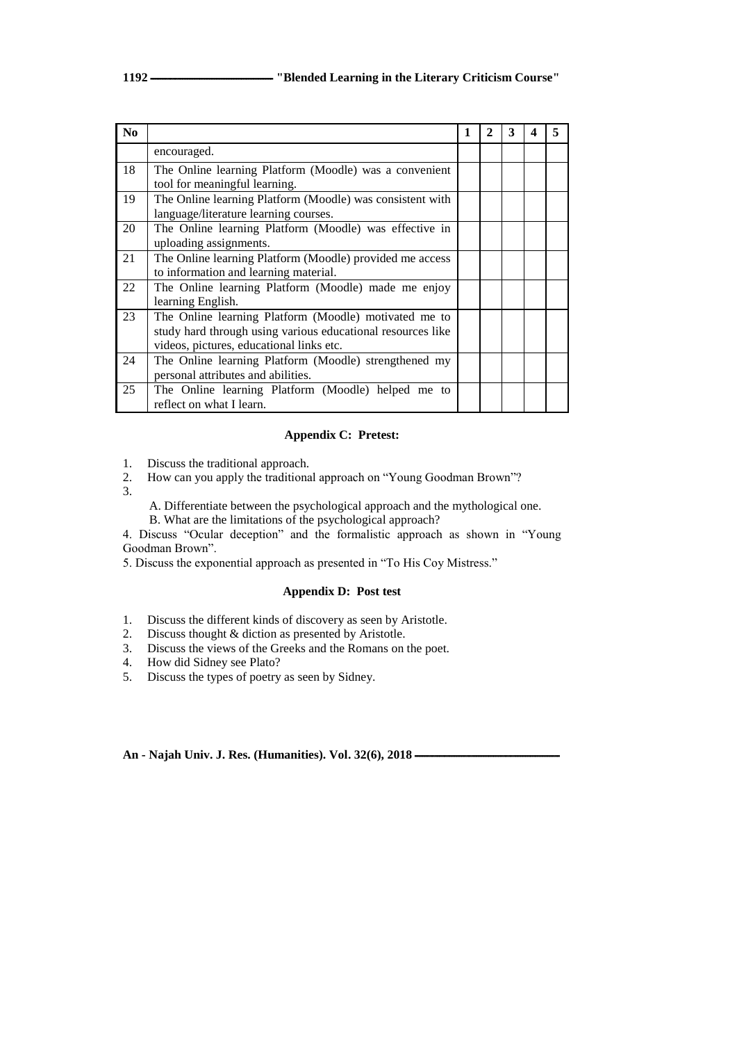| No | | 1 | 2 | 3 | 4 | 5 |
|---|---|---|---|---|---|---|
| | encouraged. | | | | | |
| 18 | The Online learning Platform (Moodle) was a convenient tool for meaningful learning. | | | | | |
| 19 | The Online learning Platform (Moodle) was consistent with language/literature learning courses. | | | | | |
| 20 | The Online learning Platform (Moodle) was effective in uploading assignments. | | | | | |
| 21 | The Online learning Platform (Moodle) provided me access to information and learning material. | | | | | |
| 22 | The Online learning Platform (Moodle) made me enjoy learning English. | | | | | |
| 23 | The Online learning Platform (Moodle) motivated me to study hard through using various educational resources like videos, pictures, educational links etc. | | | | | |
| 24 | The Online learning Platform (Moodle) strengthened my personal attributes and abilities. | | | | | |
| 25 | The Online learning Platform (Moodle) helped me to reflect on what I learn. | | | | | |

### Appendix C: Pretest:

1. Discuss the traditional approach.
2. How can you apply the traditional approach on "Young Goodman Brown"?
3. 
   A. Differentiate between the psychological approach and the mythological one.
   B. What are the limitations of the psychological approach?
4. Discuss "Ocular deception" and the formalistic approach as shown in "Young Goodman Brown".
5. Discuss the exponential approach as presented in "To His Coy Mistress."

### Appendix D: Post test

1. Discuss the different kinds of discovery as seen by Aristotle.
2. Discuss thought & diction as presented by Aristotle.
3. Discuss the views of the Greeks and the Romans on the poet.
4. How did Sidney see Plato?
5. Discuss the types of poetry as seen by Sidney.